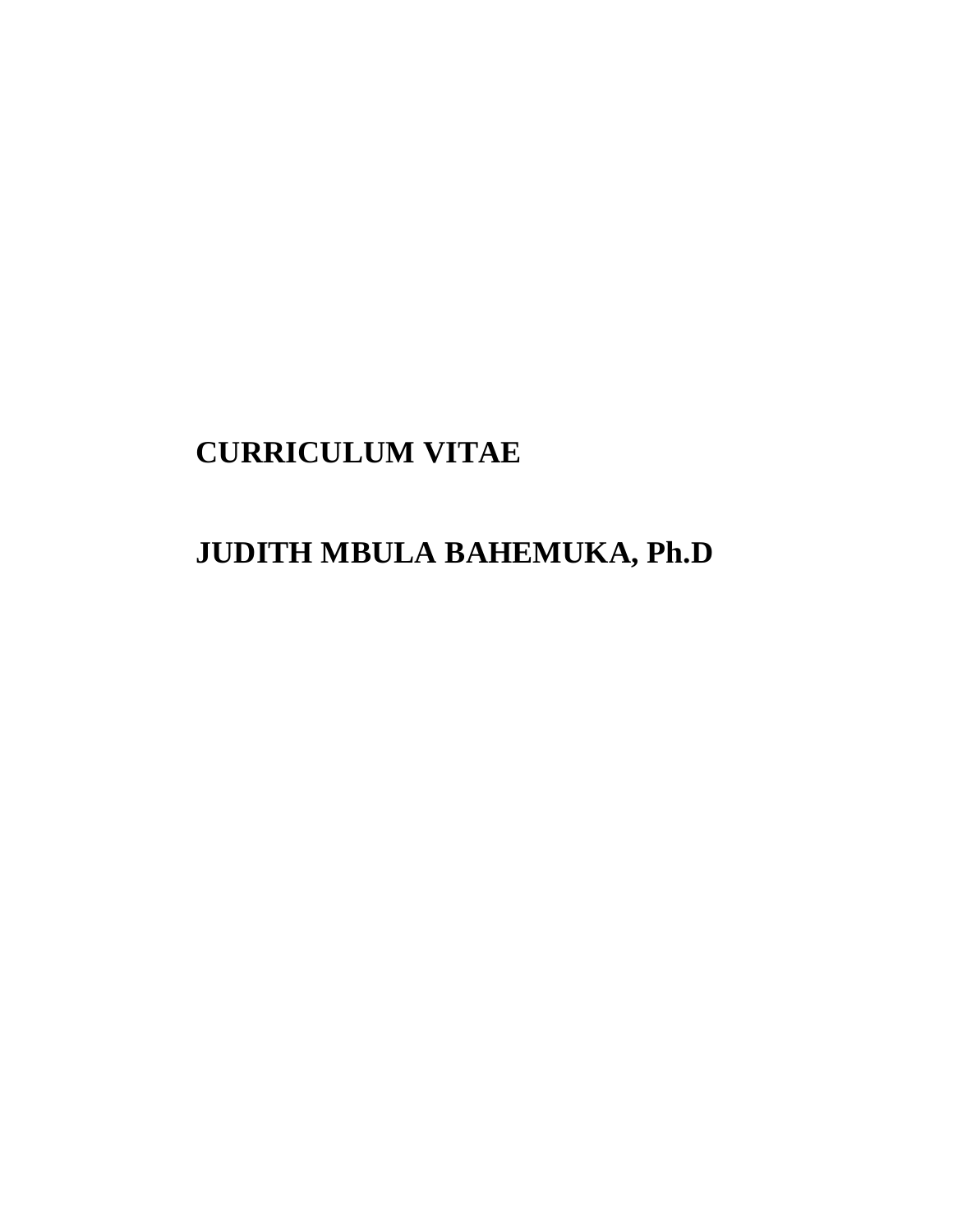# CURRICULUM VITAE

# JUDITH MBULA BAHEMUKA, Ph.D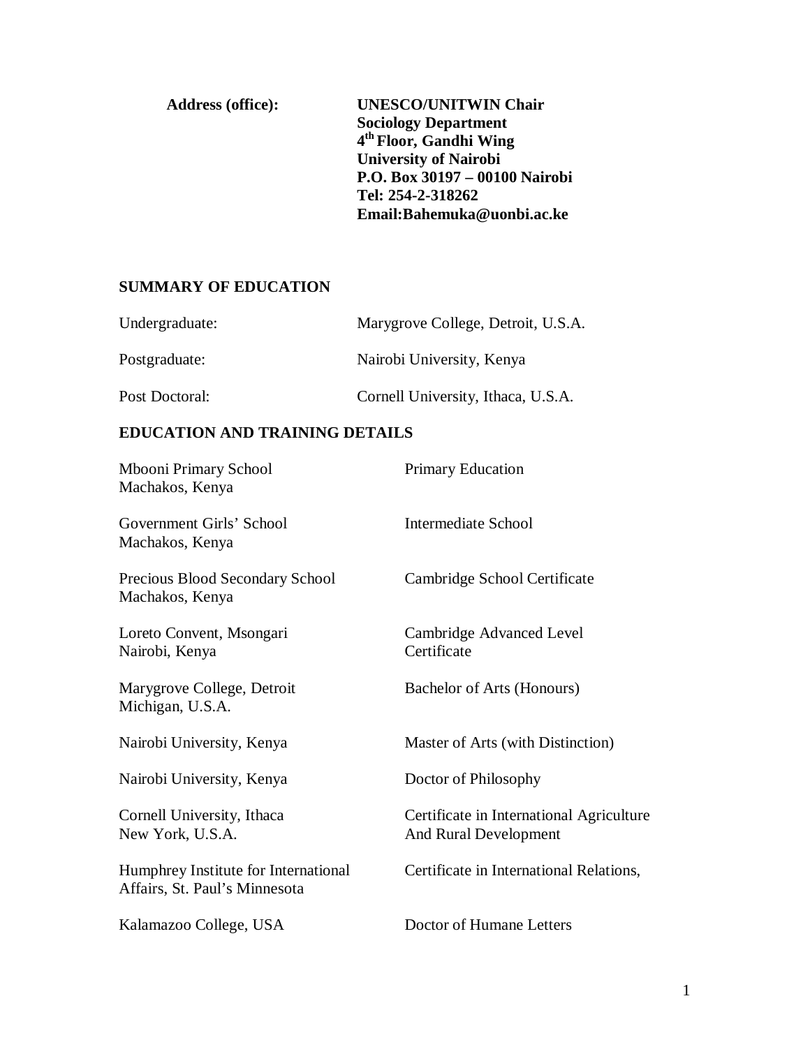**Address (office):** **UNESCO/UNITWIN Chair**
**Sociology Department**
**4th Floor, Gandhi Wing**
**University of Nairobi**
**P.O. Box 30197 – 00100 Nairobi**
**Tel: 254-2-318262**
**Email:Bahemuka@uonbi.ac.ke**

## SUMMARY OF EDUCATION

| | |
|---|---|
| Undergraduate: | Marygrove College, Detroit, U.S.A. |
| Postgraduate: | Nairobi University, Kenya |
| Post Doctoral: | Cornell University, Ithaca, U.S.A. |

## EDUCATION AND TRAINING DETAILS

| | |
|---|---|
| Mbooni Primary School<br>Machakos, Kenya | Primary Education |
| Government Girls' School<br>Machakos, Kenya | Intermediate School |
| Precious Blood Secondary School<br>Machakos, Kenya | Cambridge School Certificate |
| Loreto Convent, Msongari<br>Nairobi, Kenya | Cambridge Advanced Level Certificate |
| Marygrove College, Detroit<br>Michigan, U.S.A. | Bachelor of Arts (Honours) |
| Nairobi University, Kenya | Master of Arts (with Distinction) |
| Nairobi University, Kenya | Doctor of Philosophy |
| Cornell University, Ithaca<br>New York, U.S.A. | Certificate in International Agriculture And Rural Development |
| Humphrey Institute for International Affairs, St. Paul's Minnesota | Certificate in International Relations, |
| Kalamazoo College, USA | Doctor of Humane Letters |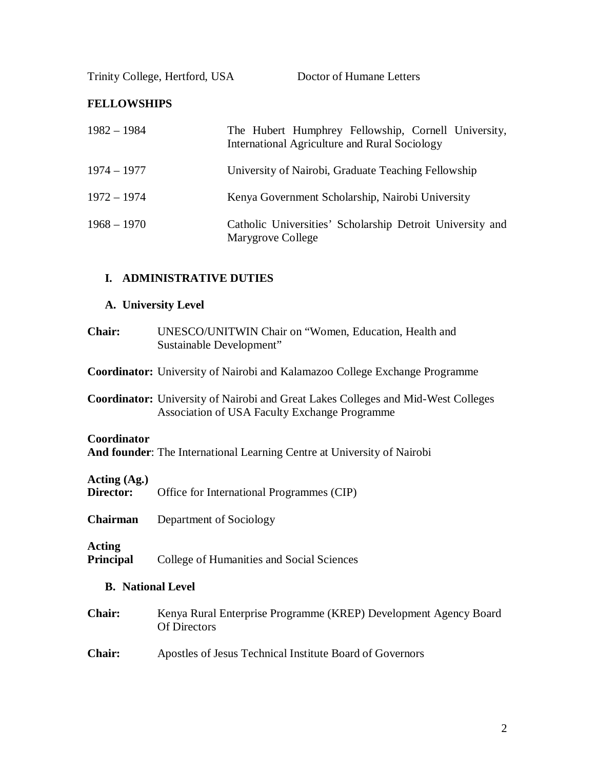| | |
|---|---|
| Trinity College, Hertford, USA | Doctor of Humane Letters |

**FELLOWSHIPS**

| | |
|---|---|
| 1982 – 1984 | The Hubert Humphrey Fellowship, Cornell University, International Agriculture and Rural Sociology |
| 1974 – 1977 | University of Nairobi, Graduate Teaching Fellowship |
| 1972 – 1974 | Kenya Government Scholarship, Nairobi University |
| 1968 – 1970 | Catholic Universities' Scholarship Detroit University and Marygrove College |

## I. ADMINISTRATIVE DUTIES

### A. University Level

**Chair:** UNESCO/UNITWIN Chair on "Women, Education, Health and Sustainable Development"

**Coordinator:** University of Nairobi and Kalamazoo College Exchange Programme

**Coordinator:** University of Nairobi and Great Lakes Colleges and Mid-West Colleges Association of USA Faculty Exchange Programme

**Coordinator And founder**: The International Learning Centre at University of Nairobi

**Acting (Ag.) Director:** Office for International Programmes (CIP)

**Chairman** Department of Sociology

**Acting Principal** College of Humanities and Social Sciences

### B. National Level

**Chair:** Kenya Rural Enterprise Programme (KREP) Development Agency Board Of Directors

**Chair:** Apostles of Jesus Technical Institute Board of Governors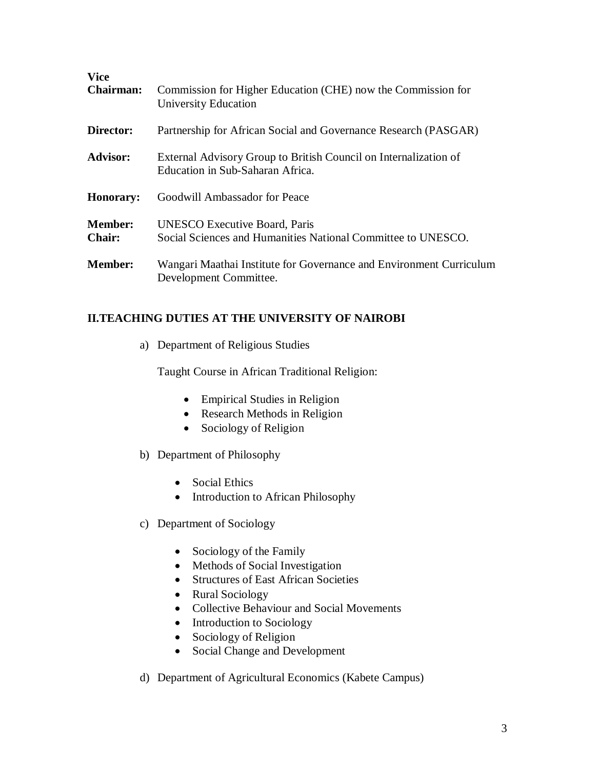**Vice Chairman:** Commission for Higher Education (CHE) now the Commission for University Education

**Director:** Partnership for African Social and Governance Research (PASGAR)

**Advisor:** External Advisory Group to British Council on Internalization of Education in Sub-Saharan Africa.

**Honorary:** Goodwill Ambassador for Peace

**Member:** UNESCO Executive Board, Paris
**Chair:** Social Sciences and Humanities National Committee to UNESCO.

**Member:** Wangari Maathai Institute for Governance and Environment Curriculum Development Committee.

## II.TEACHING DUTIES AT THE UNIVERSITY OF NAIROBI

a) Department of Religious Studies

Taught Course in African Traditional Religion:

- Empirical Studies in Religion
- Research Methods in Religion
- Sociology of Religion

b) Department of Philosophy

- Social Ethics
- Introduction to African Philosophy

c) Department of Sociology

- Sociology of the Family
- Methods of Social Investigation
- Structures of East African Societies
- Rural Sociology
- Collective Behaviour and Social Movements
- Introduction to Sociology
- Sociology of Religion
- Social Change and Development

d) Department of Agricultural Economics (Kabete Campus)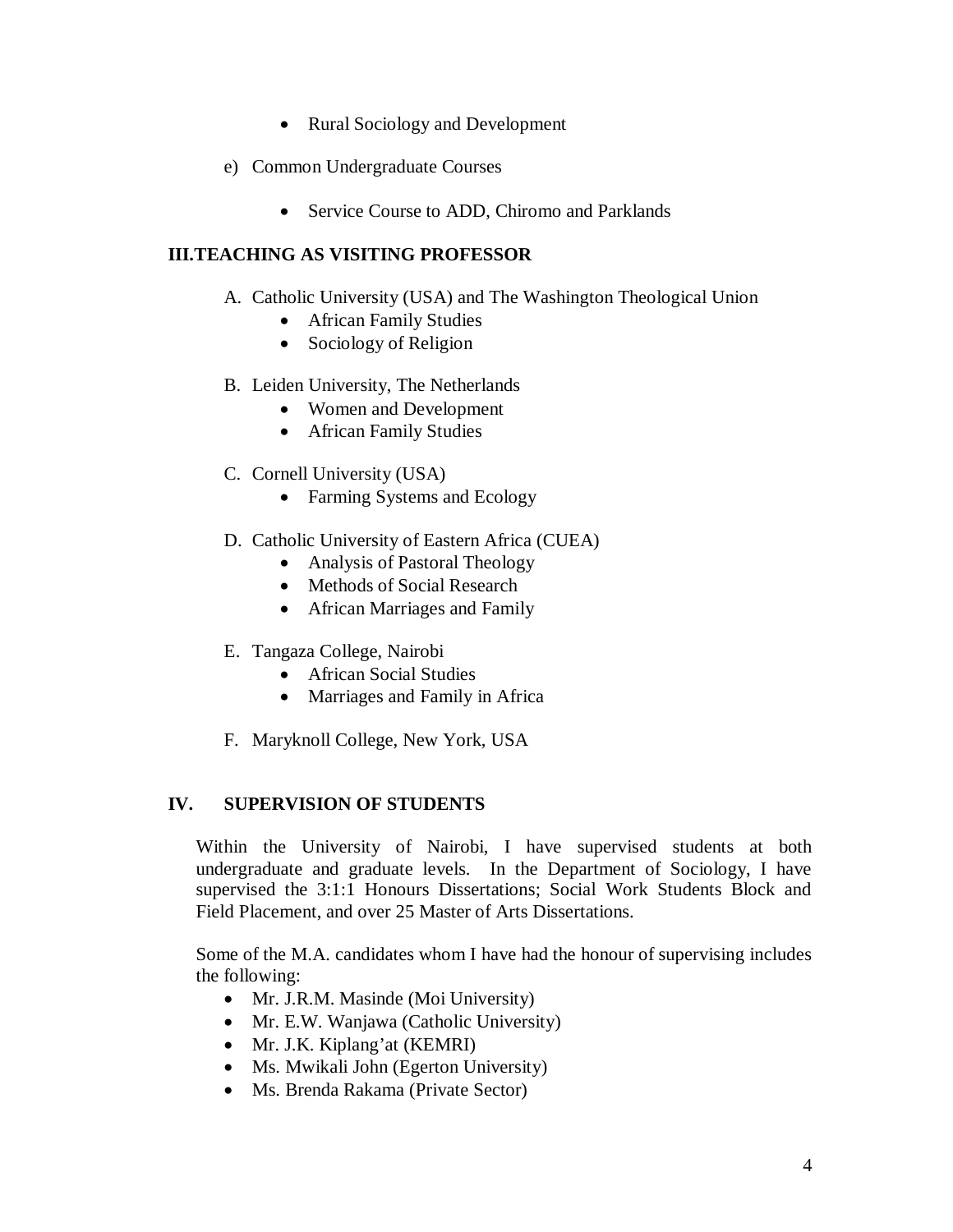- Rural Sociology and Development

e) Common Undergraduate Courses

- Service Course to ADD, Chiromo and Parklands

## III. TEACHING AS VISITING PROFESSOR

A. Catholic University (USA) and The Washington Theological Union
- African Family Studies
- Sociology of Religion

B. Leiden University, The Netherlands
- Women and Development
- African Family Studies

C. Cornell University (USA)
- Farming Systems and Ecology

D. Catholic University of Eastern Africa (CUEA)
- Analysis of Pastoral Theology
- Methods of Social Research
- African Marriages and Family

E. Tangaza College, Nairobi
- African Social Studies
- Marriages and Family in Africa

F. Maryknoll College, New York, USA

## IV. SUPERVISION OF STUDENTS

Within the University of Nairobi, I have supervised students at both undergraduate and graduate levels. In the Department of Sociology, I have supervised the 3:1:1 Honours Dissertations; Social Work Students Block and Field Placement, and over 25 Master of Arts Dissertations.

Some of the M.A. candidates whom I have had the honour of supervising includes the following:

- Mr. J.R.M. Masinde (Moi University)
- Mr. E.W. Wanjawa (Catholic University)
- Mr. J.K. Kiplang'at (KEMRI)
- Ms. Mwikali John (Egerton University)
- Ms. Brenda Rakama (Private Sector)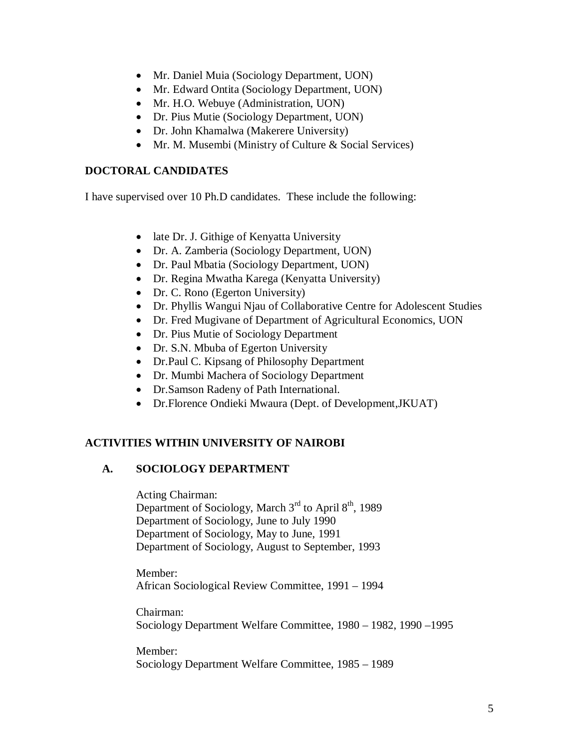- Mr. Daniel Muia (Sociology Department, UON)
- Mr. Edward Ontita (Sociology Department, UON)
- Mr. H.O. Webuye (Administration, UON)
- Dr. Pius Mutie (Sociology Department, UON)
- Dr. John Khamalwa (Makerere University)
- Mr. M. Musembi (Ministry of Culture & Social Services)

## DOCTORAL CANDIDATES

I have supervised over 10 Ph.D candidates. These include the following:

- late Dr. J. Githige of Kenyatta University
- Dr. A. Zamberia (Sociology Department, UON)
- Dr. Paul Mbatia (Sociology Department, UON)
- Dr. Regina Mwatha Karega (Kenyatta University)
- Dr. C. Rono (Egerton University)
- Dr. Phyllis Wangui Njau of Collaborative Centre for Adolescent Studies
- Dr. Fred Mugivane of Department of Agricultural Economics, UON
- Dr. Pius Mutie of Sociology Department
- Dr. S.N. Mbuba of Egerton University
- Dr.Paul C. Kipsang of Philosophy Department
- Dr. Mumbi Machera of Sociology Department
- Dr.Samson Radeny of Path International.
- Dr.Florence Ondieki Mwaura (Dept. of Development,JKUAT)

## ACTIVITIES WITHIN UNIVERSITY OF NAIROBI

### A. SOCIOLOGY DEPARTMENT

Acting Chairman:
Department of Sociology, March 3rd to April 8th, 1989
Department of Sociology, June to July 1990
Department of Sociology, May to June, 1991
Department of Sociology, August to September, 1993

Member:
African Sociological Review Committee, 1991 – 1994

Chairman:
Sociology Department Welfare Committee, 1980 – 1982, 1990 –1995

Member:
Sociology Department Welfare Committee, 1985 – 1989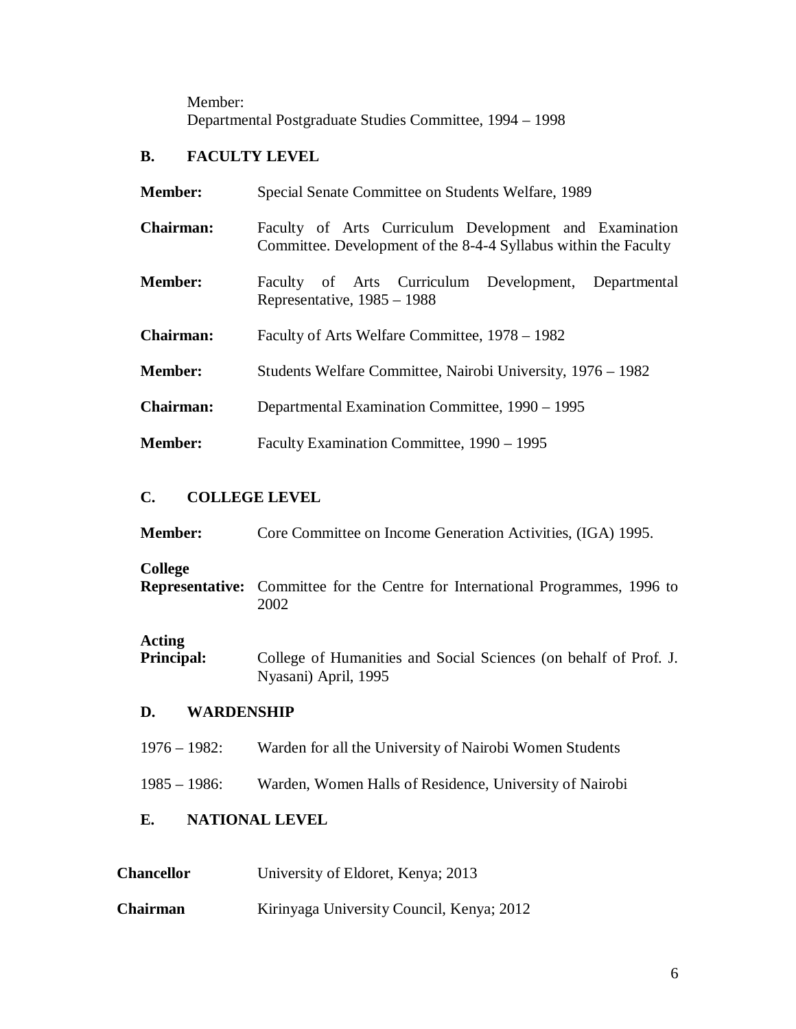Member:
Departmental Postgraduate Studies Committee, 1994 – 1998

### B. FACULTY LEVEL

**Member:** Special Senate Committee on Students Welfare, 1989

**Chairman:** Faculty of Arts Curriculum Development and Examination Committee. Development of the 8-4-4 Syllabus within the Faculty

**Member:** Faculty of Arts Curriculum Development, Departmental Representative, 1985 – 1988

**Chairman:** Faculty of Arts Welfare Committee, 1978 – 1982

**Member:** Students Welfare Committee, Nairobi University, 1976 – 1982

**Chairman:** Departmental Examination Committee, 1990 – 1995

**Member:** Faculty Examination Committee, 1990 – 1995

### C. COLLEGE LEVEL

**Member:** Core Committee on Income Generation Activities, (IGA) 1995.

**College Representative:** Committee for the Centre for International Programmes, 1996 to 2002

**Acting Principal:** College of Humanities and Social Sciences (on behalf of Prof. J. Nyasani) April, 1995

### D. WARDENSHIP

1976 – 1982: Warden for all the University of Nairobi Women Students

1985 – 1986: Warden, Women Halls of Residence, University of Nairobi

### E. NATIONAL LEVEL

**Chancellor** University of Eldoret, Kenya; 2013

**Chairman** Kirinyaga University Council, Kenya; 2012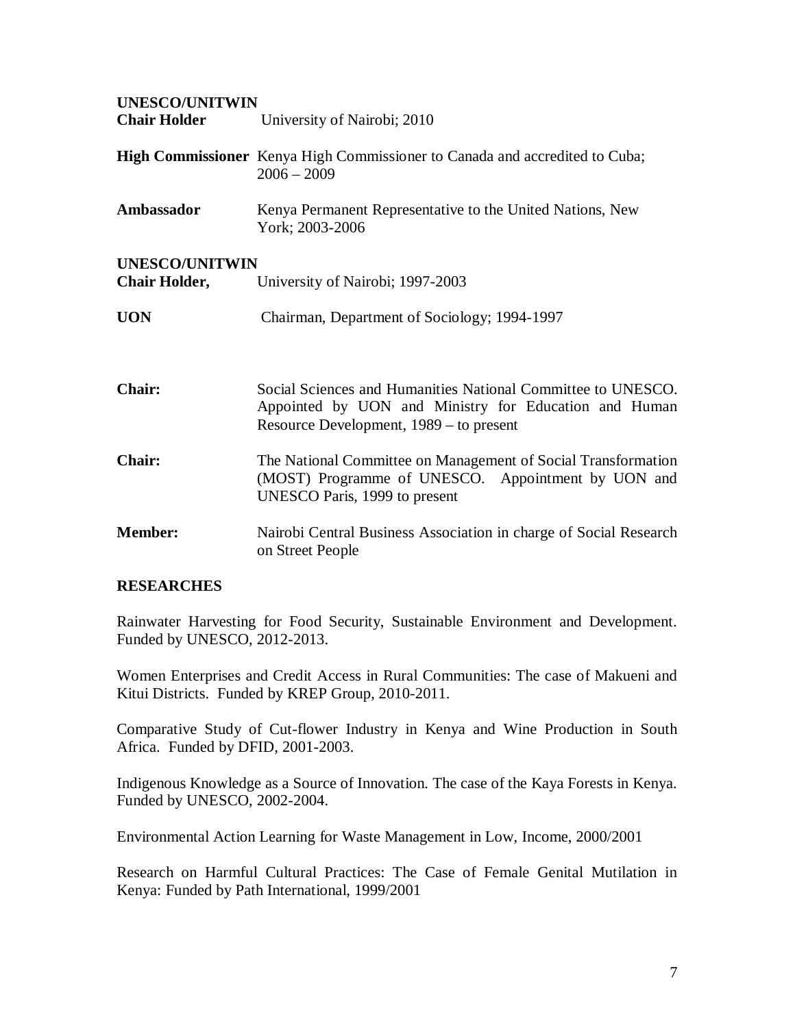**UNESCO/UNITWIN Chair Holder** University of Nairobi; 2010

**High Commissioner** Kenya High Commissioner to Canada and accredited to Cuba; 2006 – 2009

**Ambassador** Kenya Permanent Representative to the United Nations, New York; 2003-2006

**UNESCO/UNITWIN Chair Holder,** University of Nairobi; 1997-2003

**UON** Chairman, Department of Sociology; 1994-1997

**Chair:** Social Sciences and Humanities National Committee to UNESCO. Appointed by UON and Ministry for Education and Human Resource Development, 1989 – to present

**Chair:** The National Committee on Management of Social Transformation (MOST) Programme of UNESCO. Appointment by UON and UNESCO Paris, 1999 to present

**Member:** Nairobi Central Business Association in charge of Social Research on Street People

## RESEARCHES

Rainwater Harvesting for Food Security, Sustainable Environment and Development. Funded by UNESCO, 2012-2013.

Women Enterprises and Credit Access in Rural Communities: The case of Makueni and Kitui Districts. Funded by KREP Group, 2010-2011.

Comparative Study of Cut-flower Industry in Kenya and Wine Production in South Africa. Funded by DFID, 2001-2003.

Indigenous Knowledge as a Source of Innovation. The case of the Kaya Forests in Kenya. Funded by UNESCO, 2002-2004.

Environmental Action Learning for Waste Management in Low, Income, 2000/2001

Research on Harmful Cultural Practices: The Case of Female Genital Mutilation in Kenya: Funded by Path International, 1999/2001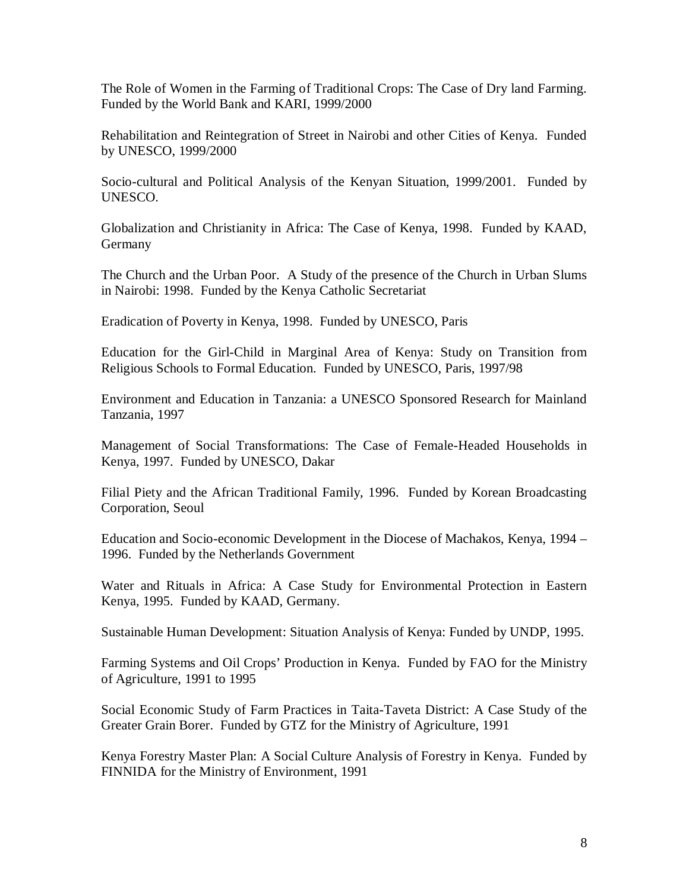The Role of Women in the Farming of Traditional Crops: The Case of Dry land Farming. Funded by the World Bank and KARI, 1999/2000

Rehabilitation and Reintegration of Street in Nairobi and other Cities of Kenya. Funded by UNESCO, 1999/2000

Socio-cultural and Political Analysis of the Kenyan Situation, 1999/2001. Funded by UNESCO.

Globalization and Christianity in Africa: The Case of Kenya, 1998. Funded by KAAD, Germany

The Church and the Urban Poor. A Study of the presence of the Church in Urban Slums in Nairobi: 1998. Funded by the Kenya Catholic Secretariat

Eradication of Poverty in Kenya, 1998. Funded by UNESCO, Paris

Education for the Girl-Child in Marginal Area of Kenya: Study on Transition from Religious Schools to Formal Education. Funded by UNESCO, Paris, 1997/98

Environment and Education in Tanzania: a UNESCO Sponsored Research for Mainland Tanzania, 1997

Management of Social Transformations: The Case of Female-Headed Households in Kenya, 1997. Funded by UNESCO, Dakar

Filial Piety and the African Traditional Family, 1996. Funded by Korean Broadcasting Corporation, Seoul

Education and Socio-economic Development in the Diocese of Machakos, Kenya, 1994 – 1996. Funded by the Netherlands Government

Water and Rituals in Africa: A Case Study for Environmental Protection in Eastern Kenya, 1995. Funded by KAAD, Germany.

Sustainable Human Development: Situation Analysis of Kenya: Funded by UNDP, 1995.

Farming Systems and Oil Crops' Production in Kenya. Funded by FAO for the Ministry of Agriculture, 1991 to 1995

Social Economic Study of Farm Practices in Taita-Taveta District: A Case Study of the Greater Grain Borer. Funded by GTZ for the Ministry of Agriculture, 1991

Kenya Forestry Master Plan: A Social Culture Analysis of Forestry in Kenya. Funded by FINNIDA for the Ministry of Environment, 1991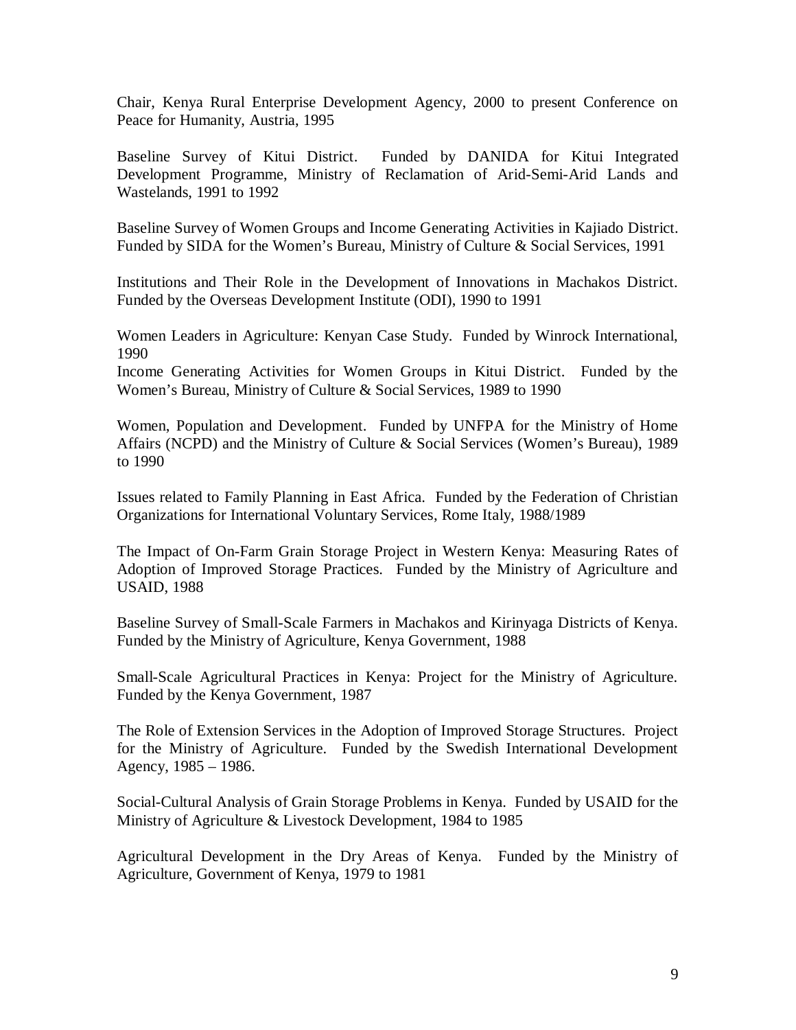Chair, Kenya Rural Enterprise Development Agency, 2000 to present Conference on Peace for Humanity, Austria, 1995

Baseline Survey of Kitui District. Funded by DANIDA for Kitui Integrated Development Programme, Ministry of Reclamation of Arid-Semi-Arid Lands and Wastelands, 1991 to 1992

Baseline Survey of Women Groups and Income Generating Activities in Kajiado District. Funded by SIDA for the Women's Bureau, Ministry of Culture & Social Services, 1991

Institutions and Their Role in the Development of Innovations in Machakos District. Funded by the Overseas Development Institute (ODI), 1990 to 1991

Women Leaders in Agriculture: Kenyan Case Study. Funded by Winrock International, 1990
Income Generating Activities for Women Groups in Kitui District. Funded by the Women's Bureau, Ministry of Culture & Social Services, 1989 to 1990

Women, Population and Development. Funded by UNFPA for the Ministry of Home Affairs (NCPD) and the Ministry of Culture & Social Services (Women's Bureau), 1989 to 1990

Issues related to Family Planning in East Africa. Funded by the Federation of Christian Organizations for International Voluntary Services, Rome Italy, 1988/1989

The Impact of On-Farm Grain Storage Project in Western Kenya: Measuring Rates of Adoption of Improved Storage Practices. Funded by the Ministry of Agriculture and USAID, 1988

Baseline Survey of Small-Scale Farmers in Machakos and Kirinyaga Districts of Kenya. Funded by the Ministry of Agriculture, Kenya Government, 1988

Small-Scale Agricultural Practices in Kenya: Project for the Ministry of Agriculture. Funded by the Kenya Government, 1987

The Role of Extension Services in the Adoption of Improved Storage Structures. Project for the Ministry of Agriculture. Funded by the Swedish International Development Agency, 1985 – 1986.

Social-Cultural Analysis of Grain Storage Problems in Kenya. Funded by USAID for the Ministry of Agriculture & Livestock Development, 1984 to 1985

Agricultural Development in the Dry Areas of Kenya. Funded by the Ministry of Agriculture, Government of Kenya, 1979 to 1981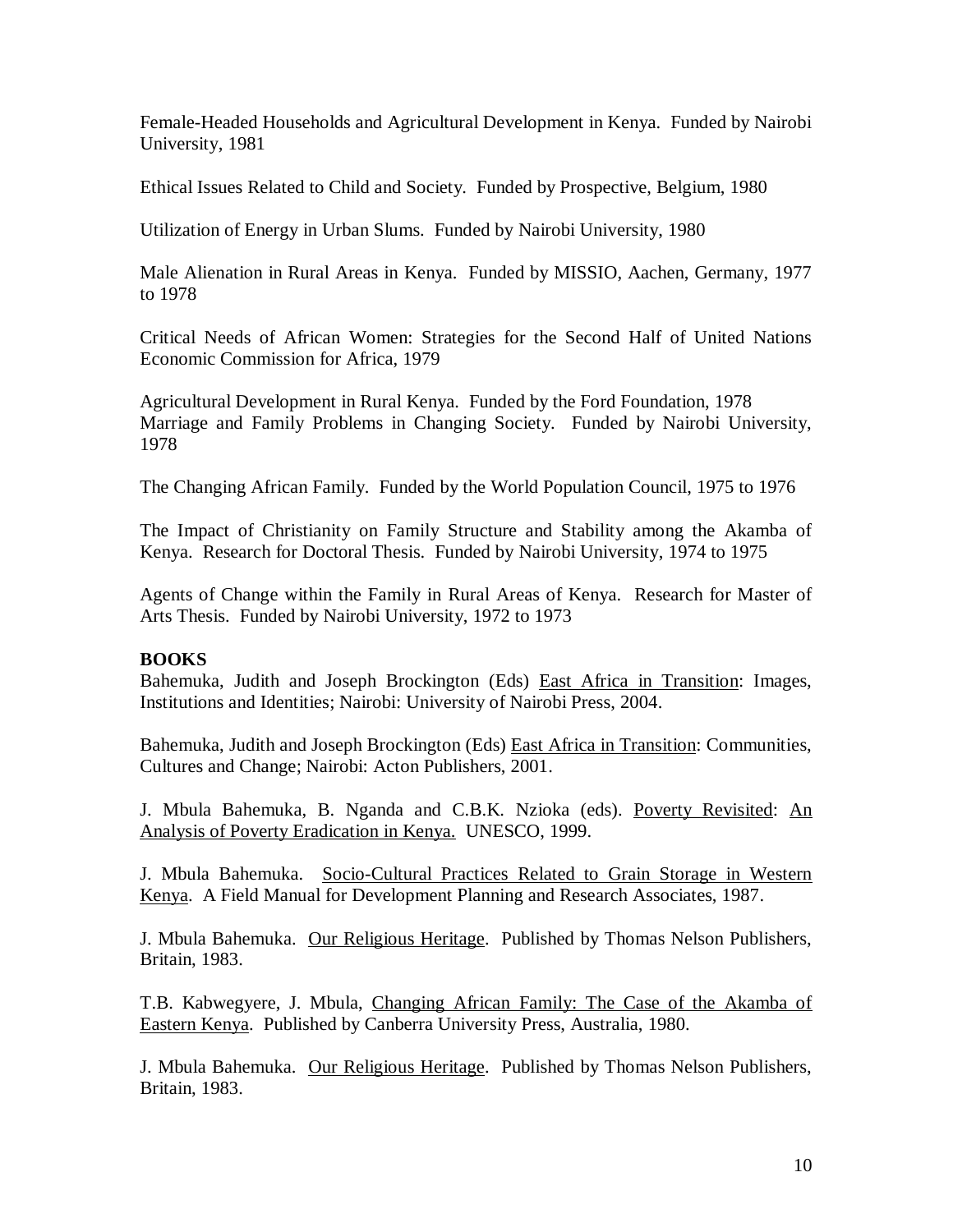Female-Headed Households and Agricultural Development in Kenya. Funded by Nairobi University, 1981

Ethical Issues Related to Child and Society. Funded by Prospective, Belgium, 1980

Utilization of Energy in Urban Slums. Funded by Nairobi University, 1980

Male Alienation in Rural Areas in Kenya. Funded by MISSIO, Aachen, Germany, 1977 to 1978

Critical Needs of African Women: Strategies for the Second Half of United Nations Economic Commission for Africa, 1979

Agricultural Development in Rural Kenya. Funded by the Ford Foundation, 1978
Marriage and Family Problems in Changing Society. Funded by Nairobi University, 1978

The Changing African Family. Funded by the World Population Council, 1975 to 1976

The Impact of Christianity on Family Structure and Stability among the Akamba of Kenya. Research for Doctoral Thesis. Funded by Nairobi University, 1974 to 1975

Agents of Change within the Family in Rural Areas of Kenya. Research for Master of Arts Thesis. Funded by Nairobi University, 1972 to 1973

**BOOKS**

Bahemuka, Judith and Joseph Brockington (Eds) East Africa in Transition: Images, Institutions and Identities; Nairobi: University of Nairobi Press, 2004.

Bahemuka, Judith and Joseph Brockington (Eds) East Africa in Transition: Communities, Cultures and Change; Nairobi: Acton Publishers, 2001.

J. Mbula Bahemuka, B. Nganda and C.B.K. Nzioka (eds). Poverty Revisited: An Analysis of Poverty Eradication in Kenya. UNESCO, 1999.

J. Mbula Bahemuka. Socio-Cultural Practices Related to Grain Storage in Western Kenya. A Field Manual for Development Planning and Research Associates, 1987.

J. Mbula Bahemuka. Our Religious Heritage. Published by Thomas Nelson Publishers, Britain, 1983.

T.B. Kabwegyere, J. Mbula, Changing African Family: The Case of the Akamba of Eastern Kenya. Published by Canberra University Press, Australia, 1980.

J. Mbula Bahemuka. Our Religious Heritage. Published by Thomas Nelson Publishers, Britain, 1983.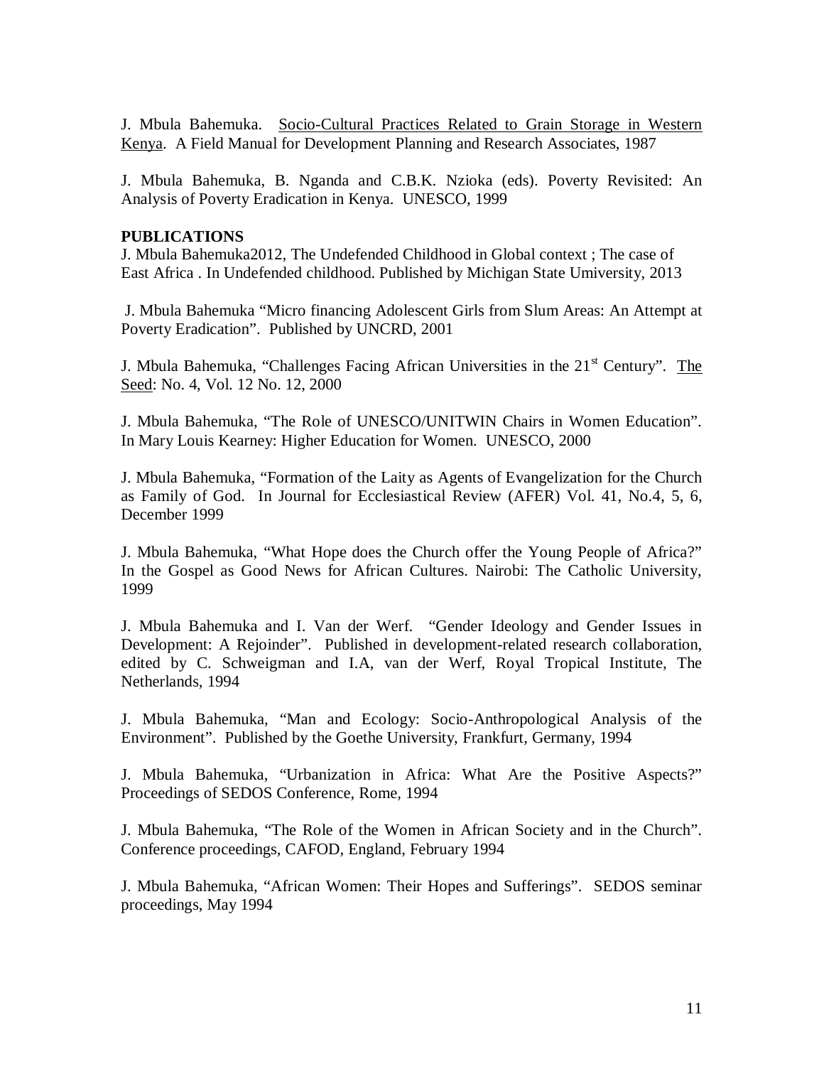J. Mbula Bahemuka. Socio-Cultural Practices Related to Grain Storage in Western Kenya. A Field Manual for Development Planning and Research Associates, 1987

J. Mbula Bahemuka, B. Nganda and C.B.K. Nzioka (eds). Poverty Revisited: An Analysis of Poverty Eradication in Kenya. UNESCO, 1999

**PUBLICATIONS**

J. Mbula Bahemuka2012, The Undefended Childhood in Global context ; The case of East Africa . In Undefended childhood. Published by Michigan State Umiversity, 2013

J. Mbula Bahemuka "Micro financing Adolescent Girls from Slum Areas: An Attempt at Poverty Eradication". Published by UNCRD, 2001

J. Mbula Bahemuka, "Challenges Facing African Universities in the 21st Century". The Seed: No. 4, Vol. 12 No. 12, 2000

J. Mbula Bahemuka, "The Role of UNESCO/UNITWIN Chairs in Women Education". In Mary Louis Kearney: Higher Education for Women. UNESCO, 2000

J. Mbula Bahemuka, "Formation of the Laity as Agents of Evangelization for the Church as Family of God. In Journal for Ecclesiastical Review (AFER) Vol. 41, No.4, 5, 6, December 1999

J. Mbula Bahemuka, "What Hope does the Church offer the Young People of Africa?" In the Gospel as Good News for African Cultures. Nairobi: The Catholic University, 1999

J. Mbula Bahemuka and I. Van der Werf. "Gender Ideology and Gender Issues in Development: A Rejoinder". Published in development-related research collaboration, edited by C. Schweigman and I.A, van der Werf, Royal Tropical Institute, The Netherlands, 1994

J. Mbula Bahemuka, "Man and Ecology: Socio-Anthropological Analysis of the Environment". Published by the Goethe University, Frankfurt, Germany, 1994

J. Mbula Bahemuka, "Urbanization in Africa: What Are the Positive Aspects?" Proceedings of SEDOS Conference, Rome, 1994

J. Mbula Bahemuka, "The Role of the Women in African Society and in the Church". Conference proceedings, CAFOD, England, February 1994

J. Mbula Bahemuka, "African Women: Their Hopes and Sufferings". SEDOS seminar proceedings, May 1994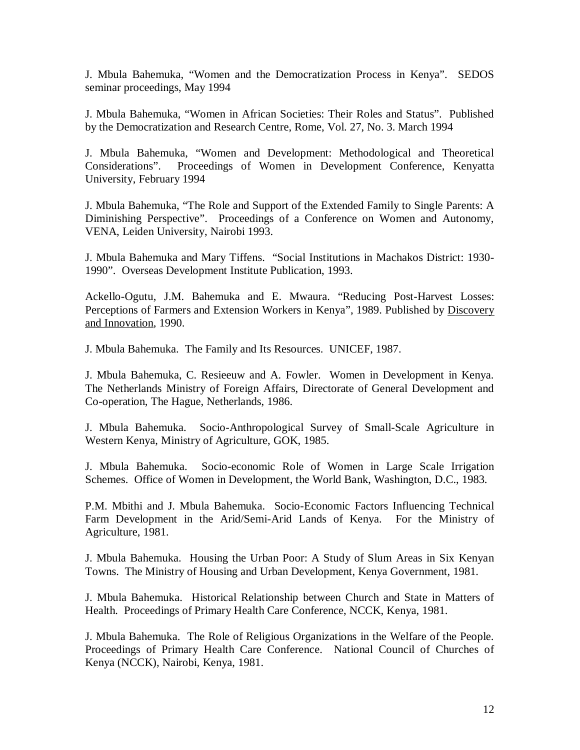J. Mbula Bahemuka, "Women and the Democratization Process in Kenya". SEDOS seminar proceedings, May 1994

J. Mbula Bahemuka, "Women in African Societies: Their Roles and Status". Published by the Democratization and Research Centre, Rome, Vol. 27, No. 3. March 1994

J. Mbula Bahemuka, "Women and Development: Methodological and Theoretical Considerations". Proceedings of Women in Development Conference, Kenyatta University, February 1994

J. Mbula Bahemuka, "The Role and Support of the Extended Family to Single Parents: A Diminishing Perspective". Proceedings of a Conference on Women and Autonomy, VENA, Leiden University, Nairobi 1993.

J. Mbula Bahemuka and Mary Tiffens. "Social Institutions in Machakos District: 1930-1990". Overseas Development Institute Publication, 1993.

Ackello-Ogutu, J.M. Bahemuka and E. Mwaura. "Reducing Post-Harvest Losses: Perceptions of Farmers and Extension Workers in Kenya", 1989. Published by Discovery and Innovation, 1990.

J. Mbula Bahemuka. The Family and Its Resources. UNICEF, 1987.

J. Mbula Bahemuka, C. Resieeuw and A. Fowler. Women in Development in Kenya. The Netherlands Ministry of Foreign Affairs, Directorate of General Development and Co-operation, The Hague, Netherlands, 1986.

J. Mbula Bahemuka. Socio-Anthropological Survey of Small-Scale Agriculture in Western Kenya, Ministry of Agriculture, GOK, 1985.

J. Mbula Bahemuka. Socio-economic Role of Women in Large Scale Irrigation Schemes. Office of Women in Development, the World Bank, Washington, D.C., 1983.

P.M. Mbithi and J. Mbula Bahemuka. Socio-Economic Factors Influencing Technical Farm Development in the Arid/Semi-Arid Lands of Kenya. For the Ministry of Agriculture, 1981.

J. Mbula Bahemuka. Housing the Urban Poor: A Study of Slum Areas in Six Kenyan Towns. The Ministry of Housing and Urban Development, Kenya Government, 1981.

J. Mbula Bahemuka. Historical Relationship between Church and State in Matters of Health. Proceedings of Primary Health Care Conference, NCCK, Kenya, 1981.

J. Mbula Bahemuka. The Role of Religious Organizations in the Welfare of the People. Proceedings of Primary Health Care Conference. National Council of Churches of Kenya (NCCK), Nairobi, Kenya, 1981.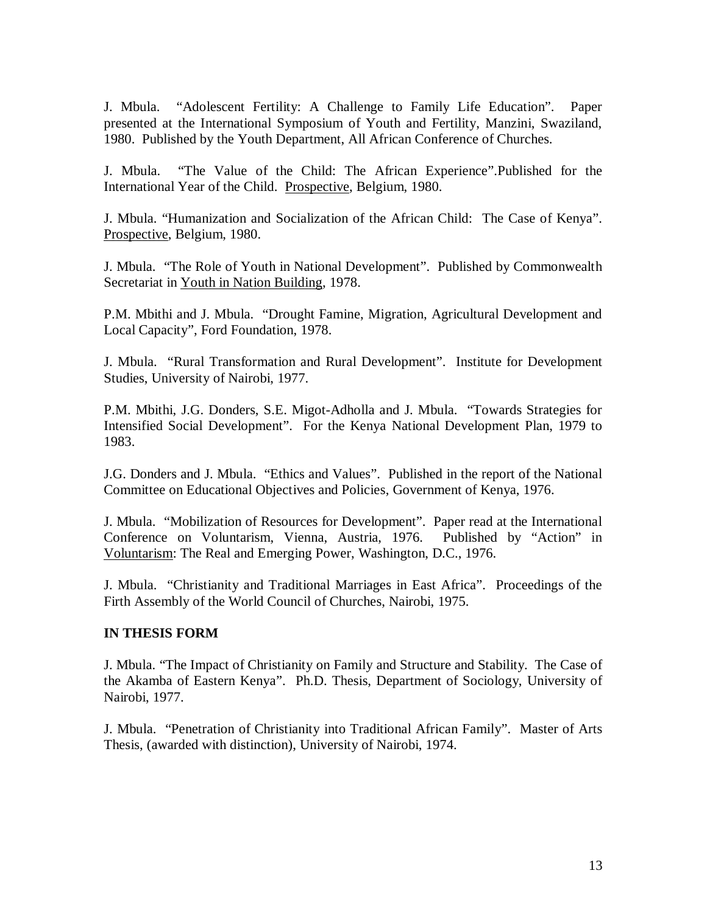J. Mbula. "Adolescent Fertility: A Challenge to Family Life Education". Paper presented at the International Symposium of Youth and Fertility, Manzini, Swaziland, 1980. Published by the Youth Department, All African Conference of Churches.

J. Mbula. "The Value of the Child: The African Experience".Published for the International Year of the Child. Prospective, Belgium, 1980.

J. Mbula. "Humanization and Socialization of the African Child: The Case of Kenya". Prospective, Belgium, 1980.

J. Mbula. "The Role of Youth in National Development". Published by Commonwealth Secretariat in Youth in Nation Building, 1978.

P.M. Mbithi and J. Mbula. "Drought Famine, Migration, Agricultural Development and Local Capacity", Ford Foundation, 1978.

J. Mbula. "Rural Transformation and Rural Development". Institute for Development Studies, University of Nairobi, 1977.

P.M. Mbithi, J.G. Donders, S.E. Migot-Adholla and J. Mbula. "Towards Strategies for Intensified Social Development". For the Kenya National Development Plan, 1979 to 1983.

J.G. Donders and J. Mbula. "Ethics and Values". Published in the report of the National Committee on Educational Objectives and Policies, Government of Kenya, 1976.

J. Mbula. "Mobilization of Resources for Development". Paper read at the International Conference on Voluntarism, Vienna, Austria, 1976. Published by "Action" in Voluntarism: The Real and Emerging Power, Washington, D.C., 1976.

J. Mbula. "Christianity and Traditional Marriages in East Africa". Proceedings of the Firth Assembly of the World Council of Churches, Nairobi, 1975.

**IN THESIS FORM**

J. Mbula. "The Impact of Christianity on Family and Structure and Stability. The Case of the Akamba of Eastern Kenya". Ph.D. Thesis, Department of Sociology, University of Nairobi, 1977.

J. Mbula. "Penetration of Christianity into Traditional African Family". Master of Arts Thesis, (awarded with distinction), University of Nairobi, 1974.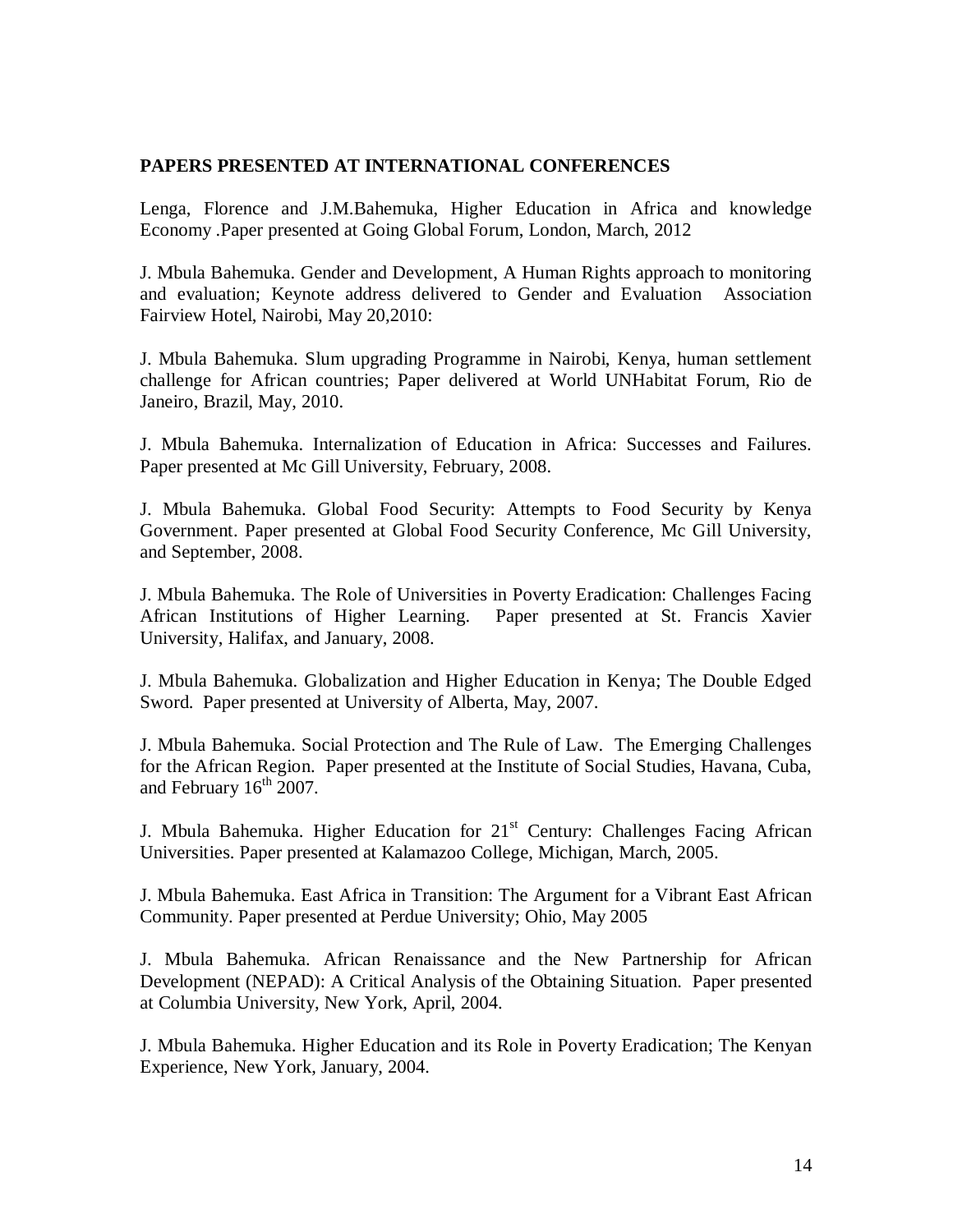**PAPERS PRESENTED AT INTERNATIONAL CONFERENCES**

Lenga, Florence and J.M.Bahemuka, Higher Education in Africa and knowledge Economy .Paper presented at Going Global Forum, London, March, 2012

J. Mbula Bahemuka. Gender and Development, A Human Rights approach to monitoring and evaluation; Keynote address delivered to Gender and Evaluation Association Fairview Hotel, Nairobi, May 20,2010:

J. Mbula Bahemuka. Slum upgrading Programme in Nairobi, Kenya, human settlement challenge for African countries; Paper delivered at World UNHabitat Forum, Rio de Janeiro, Brazil, May, 2010.

J. Mbula Bahemuka. Internalization of Education in Africa: Successes and Failures. Paper presented at Mc Gill University, February, 2008.

J. Mbula Bahemuka. Global Food Security: Attempts to Food Security by Kenya Government. Paper presented at Global Food Security Conference, Mc Gill University, and September, 2008.

J. Mbula Bahemuka. The Role of Universities in Poverty Eradication: Challenges Facing African Institutions of Higher Learning. Paper presented at St. Francis Xavier University, Halifax, and January, 2008.

J. Mbula Bahemuka. Globalization and Higher Education in Kenya; The Double Edged Sword. Paper presented at University of Alberta, May, 2007.

J. Mbula Bahemuka. Social Protection and The Rule of Law. The Emerging Challenges for the African Region. Paper presented at the Institute of Social Studies, Havana, Cuba, and February 16th 2007.

J. Mbula Bahemuka. Higher Education for 21st Century: Challenges Facing African Universities. Paper presented at Kalamazoo College, Michigan, March, 2005.

J. Mbula Bahemuka. East Africa in Transition: The Argument for a Vibrant East African Community. Paper presented at Perdue University; Ohio, May 2005

J. Mbula Bahemuka. African Renaissance and the New Partnership for African Development (NEPAD): A Critical Analysis of the Obtaining Situation. Paper presented at Columbia University, New York, April, 2004.

J. Mbula Bahemuka. Higher Education and its Role in Poverty Eradication; The Kenyan Experience, New York, January, 2004.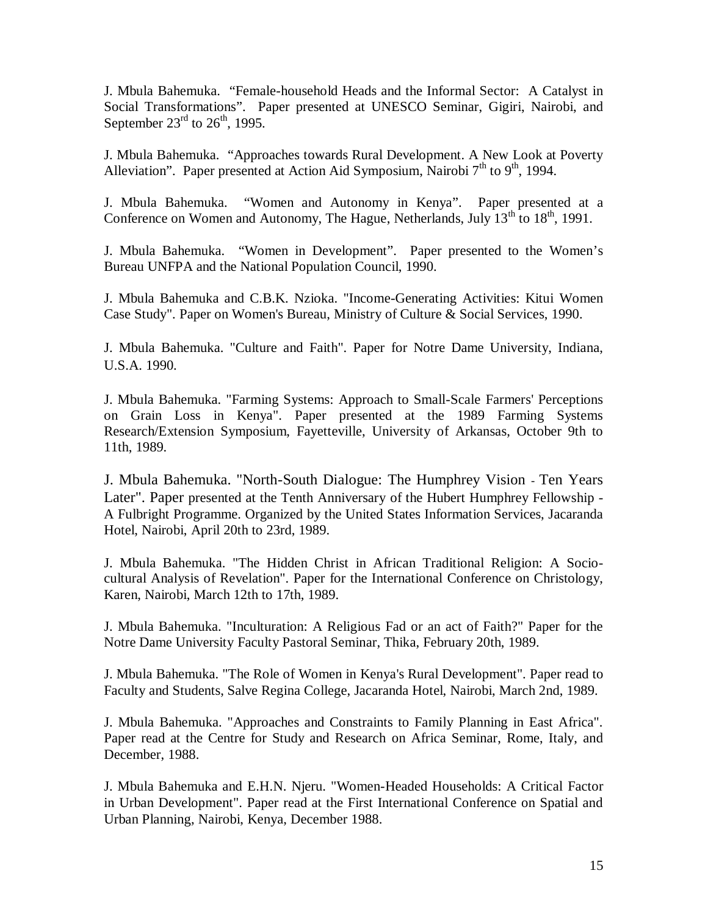J. Mbula Bahemuka. "Female-household Heads and the Informal Sector: A Catalyst in Social Transformations". Paper presented at UNESCO Seminar, Gigiri, Nairobi, and September 23rd to 26th, 1995.

J. Mbula Bahemuka. "Approaches towards Rural Development. A New Look at Poverty Alleviation". Paper presented at Action Aid Symposium, Nairobi 7th to 9th, 1994.

J. Mbula Bahemuka. "Women and Autonomy in Kenya". Paper presented at a Conference on Women and Autonomy, The Hague, Netherlands, July 13th to 18th, 1991.

J. Mbula Bahemuka. "Women in Development". Paper presented to the Women's Bureau UNFPA and the National Population Council, 1990.

J. Mbula Bahemuka and C.B.K. Nzioka. "Income-Generating Activities: Kitui Women Case Study". Paper on Women's Bureau, Ministry of Culture & Social Services, 1990.

J. Mbula Bahemuka. "Culture and Faith". Paper for Notre Dame University, Indiana, U.S.A. 1990.

J. Mbula Bahemuka. "Farming Systems: Approach to Small-Scale Farmers' Perceptions on Grain Loss in Kenya". Paper presented at the 1989 Farming Systems Research/Extension Symposium, Fayetteville, University of Arkansas, October 9th to 11th, 1989.

J. Mbula Bahemuka. "North-South Dialogue: The Humphrey Vision - Ten Years Later". Paper presented at the Tenth Anniversary of the Hubert Humphrey Fellowship - A Fulbright Programme. Organized by the United States Information Services, Jacaranda Hotel, Nairobi, April 20th to 23rd, 1989.

J. Mbula Bahemuka. "The Hidden Christ in African Traditional Religion: A Socio-cultural Analysis of Revelation". Paper for the International Conference on Christology, Karen, Nairobi, March 12th to 17th, 1989.

J. Mbula Bahemuka. "Inculturation: A Religious Fad or an act of Faith?" Paper for the Notre Dame University Faculty Pastoral Seminar, Thika, February 20th, 1989.

J. Mbula Bahemuka. "The Role of Women in Kenya's Rural Development". Paper read to Faculty and Students, Salve Regina College, Jacaranda Hotel, Nairobi, March 2nd, 1989.

J. Mbula Bahemuka. "Approaches and Constraints to Family Planning in East Africa". Paper read at the Centre for Study and Research on Africa Seminar, Rome, Italy, and December, 1988.

J. Mbula Bahemuka and E.H.N. Njeru. "Women-Headed Households: A Critical Factor in Urban Development". Paper read at the First International Conference on Spatial and Urban Planning, Nairobi, Kenya, December 1988.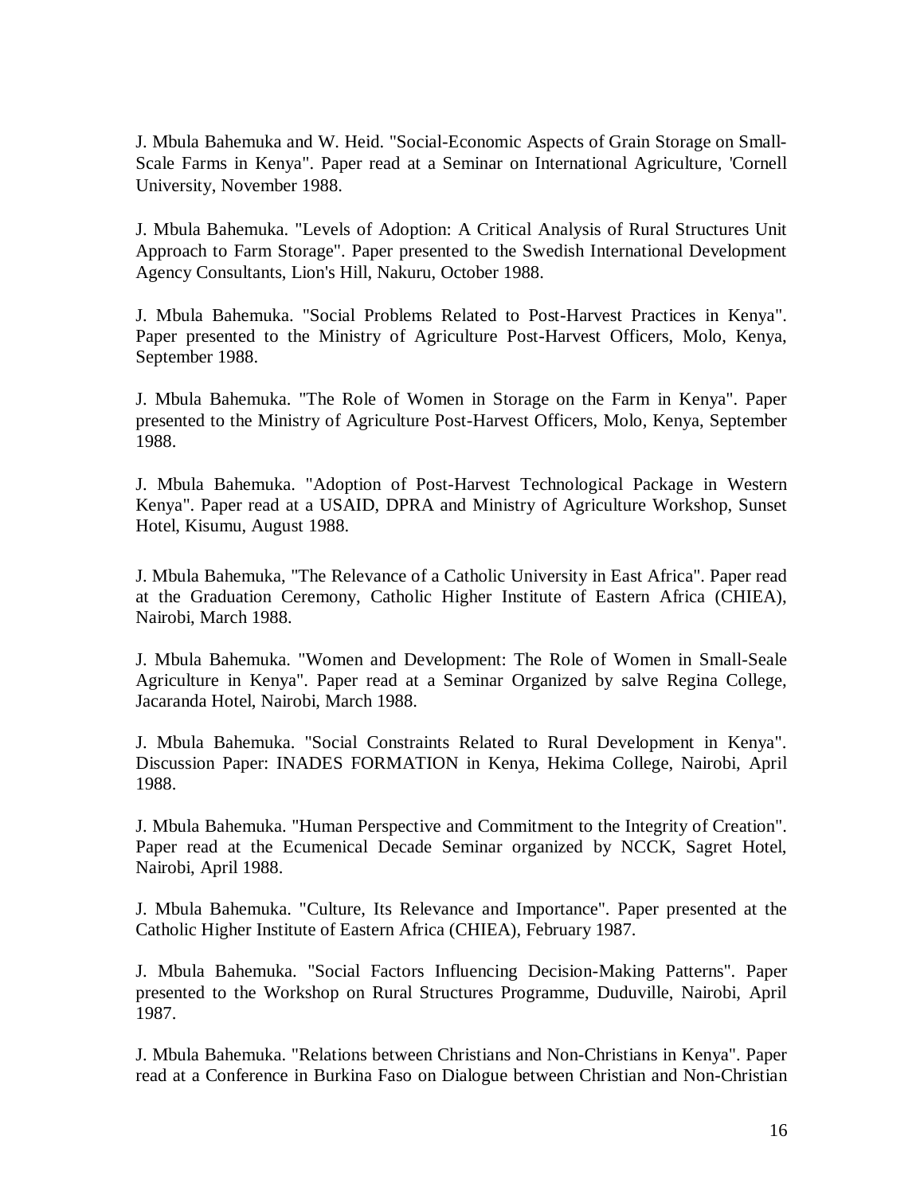J. Mbula Bahemuka and W. Heid. "Social-Economic Aspects of Grain Storage on Small-Scale Farms in Kenya". Paper read at a Seminar on International Agriculture, 'Cornell University, November 1988.

J. Mbula Bahemuka. "Levels of Adoption: A Critical Analysis of Rural Structures Unit Approach to Farm Storage". Paper presented to the Swedish International Development Agency Consultants, Lion's Hill, Nakuru, October 1988.

J. Mbula Bahemuka. "Social Problems Related to Post-Harvest Practices in Kenya". Paper presented to the Ministry of Agriculture Post-Harvest Officers, Molo, Kenya, September 1988.

J. Mbula Bahemuka. "The Role of Women in Storage on the Farm in Kenya". Paper presented to the Ministry of Agriculture Post-Harvest Officers, Molo, Kenya, September 1988.

J. Mbula Bahemuka. "Adoption of Post-Harvest Technological Package in Western Kenya". Paper read at a USAID, DPRA and Ministry of Agriculture Workshop, Sunset Hotel, Kisumu, August 1988.

J. Mbula Bahemuka, "The Relevance of a Catholic University in East Africa". Paper read at the Graduation Ceremony, Catholic Higher Institute of Eastern Africa (CHIEA), Nairobi, March 1988.

J. Mbula Bahemuka. "Women and Development: The Role of Women in Small-Seale Agriculture in Kenya". Paper read at a Seminar Organized by salve Regina College, Jacaranda Hotel, Nairobi, March 1988.

J. Mbula Bahemuka. "Social Constraints Related to Rural Development in Kenya". Discussion Paper: INADES FORMATION in Kenya, Hekima College, Nairobi, April 1988.

J. Mbula Bahemuka. "Human Perspective and Commitment to the Integrity of Creation". Paper read at the Ecumenical Decade Seminar organized by NCCK, Sagret Hotel, Nairobi, April 1988.

J. Mbula Bahemuka. "Culture, Its Relevance and Importance". Paper presented at the Catholic Higher Institute of Eastern Africa (CHIEA), February 1987.

J. Mbula Bahemuka. "Social Factors Influencing Decision-Making Patterns". Paper presented to the Workshop on Rural Structures Programme, Duduville, Nairobi, April 1987.

J. Mbula Bahemuka. "Relations between Christians and Non-Christians in Kenya". Paper read at a Conference in Burkina Faso on Dialogue between Christian and Non-Christian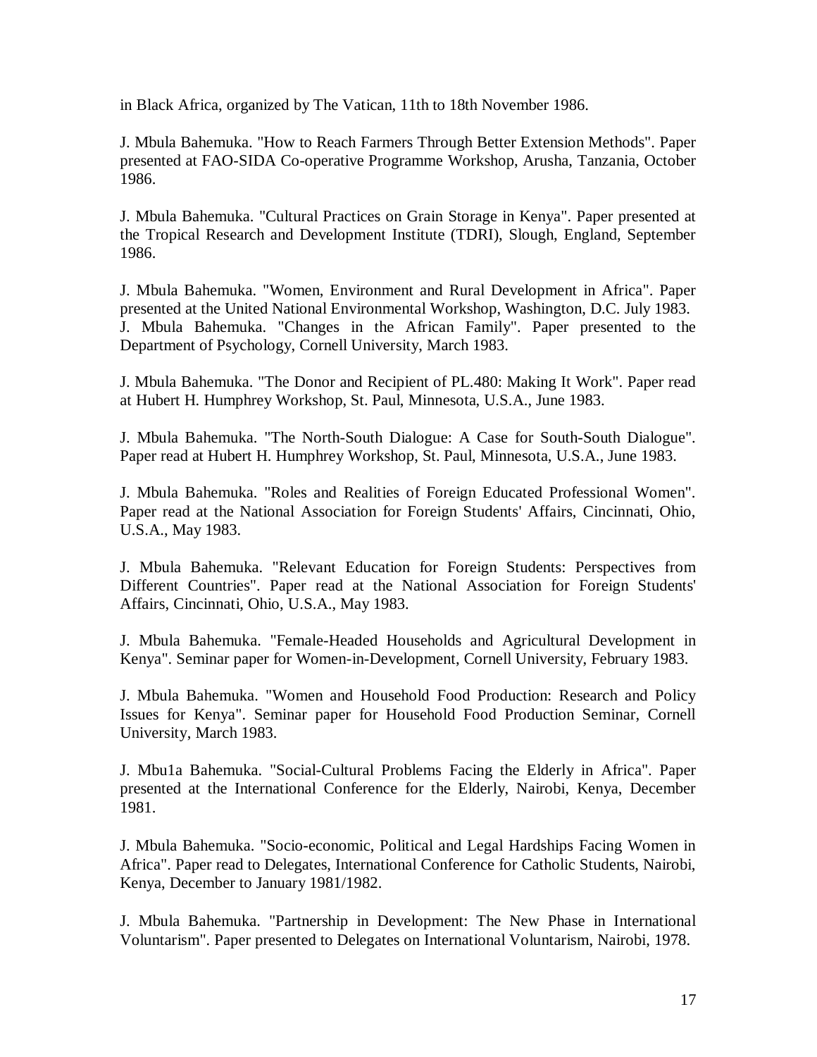in Black Africa, organized by The Vatican, 11th to 18th November 1986.

J. Mbula Bahemuka. "How to Reach Farmers Through Better Extension Methods". Paper presented at FAO-SIDA Co-operative Programme Workshop, Arusha, Tanzania, October 1986.

J. Mbula Bahemuka. "Cultural Practices on Grain Storage in Kenya". Paper presented at the Tropical Research and Development Institute (TDRI), Slough, England, September 1986.

J. Mbula Bahemuka. "Women, Environment and Rural Development in Africa". Paper presented at the United National Environmental Workshop, Washington, D.C. July 1983.
J. Mbula Bahemuka. "Changes in the African Family". Paper presented to the Department of Psychology, Cornell University, March 1983.

J. Mbula Bahemuka. "The Donor and Recipient of PL.480: Making It Work". Paper read at Hubert H. Humphrey Workshop, St. Paul, Minnesota, U.S.A., June 1983.

J. Mbula Bahemuka. "The North-South Dialogue: A Case for South-South Dialogue". Paper read at Hubert H. Humphrey Workshop, St. Paul, Minnesota, U.S.A., June 1983.

J. Mbula Bahemuka. "Roles and Realities of Foreign Educated Professional Women". Paper read at the National Association for Foreign Students' Affairs, Cincinnati, Ohio, U.S.A., May 1983.

J. Mbula Bahemuka. "Relevant Education for Foreign Students: Perspectives from Different Countries". Paper read at the National Association for Foreign Students' Affairs, Cincinnati, Ohio, U.S.A., May 1983.

J. Mbula Bahemuka. "Female-Headed Households and Agricultural Development in Kenya". Seminar paper for Women-in-Development, Cornell University, February 1983.

J. Mbula Bahemuka. "Women and Household Food Production: Research and Policy Issues for Kenya". Seminar paper for Household Food Production Seminar, Cornell University, March 1983.

J. Mbu1a Bahemuka. "Social-Cultural Problems Facing the Elderly in Africa". Paper presented at the International Conference for the Elderly, Nairobi, Kenya, December 1981.

J. Mbula Bahemuka. "Socio-economic, Political and Legal Hardships Facing Women in Africa". Paper read to Delegates, International Conference for Catholic Students, Nairobi, Kenya, December to January 1981/1982.

J. Mbula Bahemuka. "Partnership in Development: The New Phase in International Voluntarism". Paper presented to Delegates on International Voluntarism, Nairobi, 1978.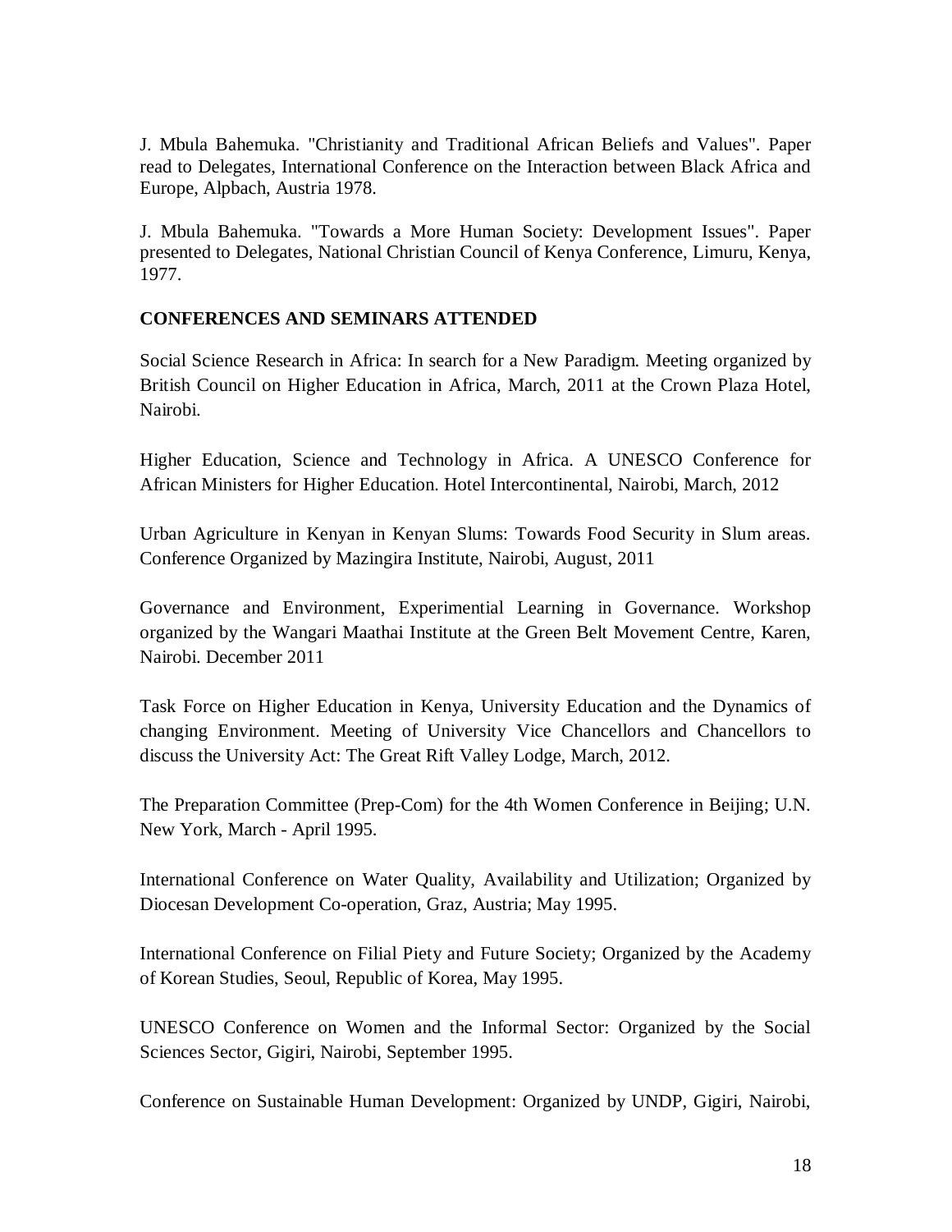J. Mbula Bahemuka. "Christianity and Traditional African Beliefs and Values". Paper read to Delegates, International Conference on the Interaction between Black Africa and Europe, Alpbach, Austria 1978.

J. Mbula Bahemuka. "Towards a More Human Society: Development Issues". Paper presented to Delegates, National Christian Council of Kenya Conference, Limuru, Kenya, 1977.

**CONFERENCES AND SEMINARS ATTENDED**

Social Science Research in Africa: In search for a New Paradigm. Meeting organized by British Council on Higher Education in Africa, March, 2011 at the Crown Plaza Hotel, Nairobi.

Higher Education, Science and Technology in Africa. A UNESCO Conference for African Ministers for Higher Education. Hotel Intercontinental, Nairobi, March, 2012

Urban Agriculture in Kenyan in Kenyan Slums: Towards Food Security in Slum areas. Conference Organized by Mazingira Institute, Nairobi, August, 2011

Governance and Environment, Experimential Learning in Governance. Workshop organized by the Wangari Maathai Institute at the Green Belt Movement Centre, Karen, Nairobi. December 2011

Task Force on Higher Education in Kenya, University Education and the Dynamics of changing Environment. Meeting of University Vice Chancellors and Chancellors to discuss the University Act: The Great Rift Valley Lodge, March, 2012.

The Preparation Committee (Prep-Com) for the 4th Women Conference in Beijing; U.N. New York, March - April 1995.

International Conference on Water Quality, Availability and Utilization; Organized by Diocesan Development Co-operation, Graz, Austria; May 1995.

International Conference on Filial Piety and Future Society; Organized by the Academy of Korean Studies, Seoul, Republic of Korea, May 1995.

UNESCO Conference on Women and the Informal Sector: Organized by the Social Sciences Sector, Gigiri, Nairobi, September 1995.

Conference on Sustainable Human Development: Organized by UNDP, Gigiri, Nairobi,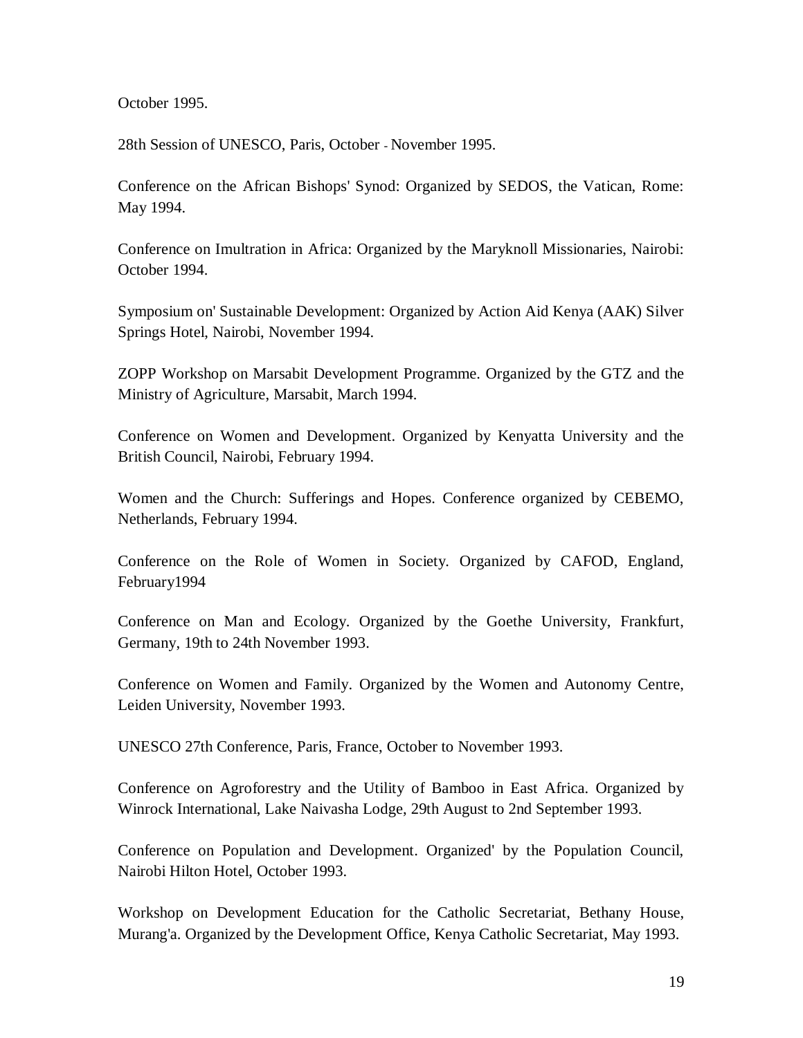October 1995.

28th Session of UNESCO, Paris, October - November 1995.

Conference on the African Bishops' Synod: Organized by SEDOS, the Vatican, Rome: May 1994.

Conference on Imultration in Africa: Organized by the Maryknoll Missionaries, Nairobi: October 1994.

Symposium on' Sustainable Development: Organized by Action Aid Kenya (AAK) Silver Springs Hotel, Nairobi, November 1994.

ZOPP Workshop on Marsabit Development Programme. Organized by the GTZ and the Ministry of Agriculture, Marsabit, March 1994.

Conference on Women and Development. Organized by Kenyatta University and the British Council, Nairobi, February 1994.

Women and the Church: Sufferings and Hopes. Conference organized by CEBEMO, Netherlands, February 1994.

Conference on the Role of Women in Society. Organized by CAFOD, England, February1994

Conference on Man and Ecology. Organized by the Goethe University, Frankfurt, Germany, 19th to 24th November 1993.

Conference on Women and Family. Organized by the Women and Autonomy Centre, Leiden University, November 1993.

UNESCO 27th Conference, Paris, France, October to November 1993.

Conference on Agroforestry and the Utility of Bamboo in East Africa. Organized by Winrock International, Lake Naivasha Lodge, 29th August to 2nd September 1993.

Conference on Population and Development. Organized' by the Population Council, Nairobi Hilton Hotel, October 1993.

Workshop on Development Education for the Catholic Secretariat, Bethany House, Murang'a. Organized by the Development Office, Kenya Catholic Secretariat, May 1993.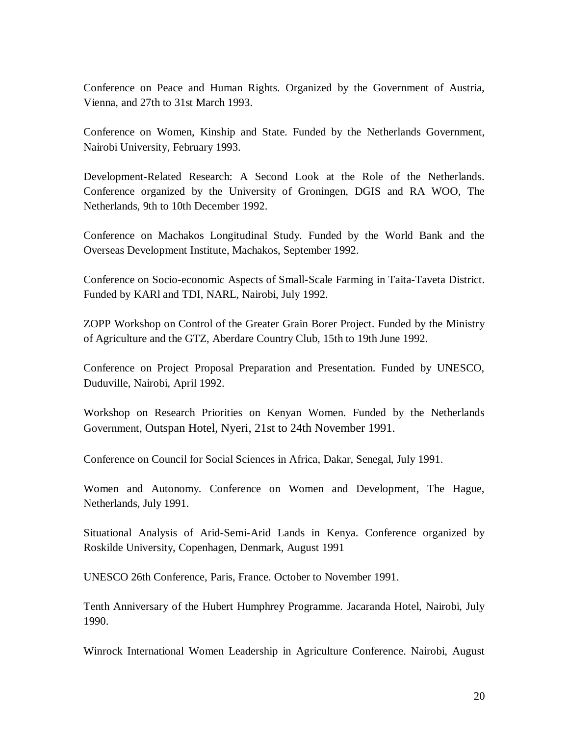Conference on Peace and Human Rights. Organized by the Government of Austria, Vienna, and 27th to 31st March 1993.

Conference on Women, Kinship and State. Funded by the Netherlands Government, Nairobi University, February 1993.

Development-Related Research: A Second Look at the Role of the Netherlands. Conference organized by the University of Groningen, DGIS and RA WOO, The Netherlands, 9th to 10th December 1992.

Conference on Machakos Longitudinal Study. Funded by the World Bank and the Overseas Development Institute, Machakos, September 1992.

Conference on Socio-economic Aspects of Small-Scale Farming in Taita-Taveta District. Funded by KARl and TDI, NARL, Nairobi, July 1992.

ZOPP Workshop on Control of the Greater Grain Borer Project. Funded by the Ministry of Agriculture and the GTZ, Aberdare Country Club, 15th to 19th June 1992.

Conference on Project Proposal Preparation and Presentation. Funded by UNESCO, Duduville, Nairobi, April 1992.

Workshop on Research Priorities on Kenyan Women. Funded by the Netherlands Government, Outspan Hotel, Nyeri, 21st to 24th November 1991.

Conference on Council for Social Sciences in Africa, Dakar, Senegal, July 1991.

Women and Autonomy. Conference on Women and Development, The Hague, Netherlands, July 1991.

Situational Analysis of Arid-Semi-Arid Lands in Kenya. Conference organized by Roskilde University, Copenhagen, Denmark, August 1991

UNESCO 26th Conference, Paris, France. October to November 1991.

Tenth Anniversary of the Hubert Humphrey Programme. Jacaranda Hotel, Nairobi, July 1990.

Winrock International Women Leadership in Agriculture Conference. Nairobi, August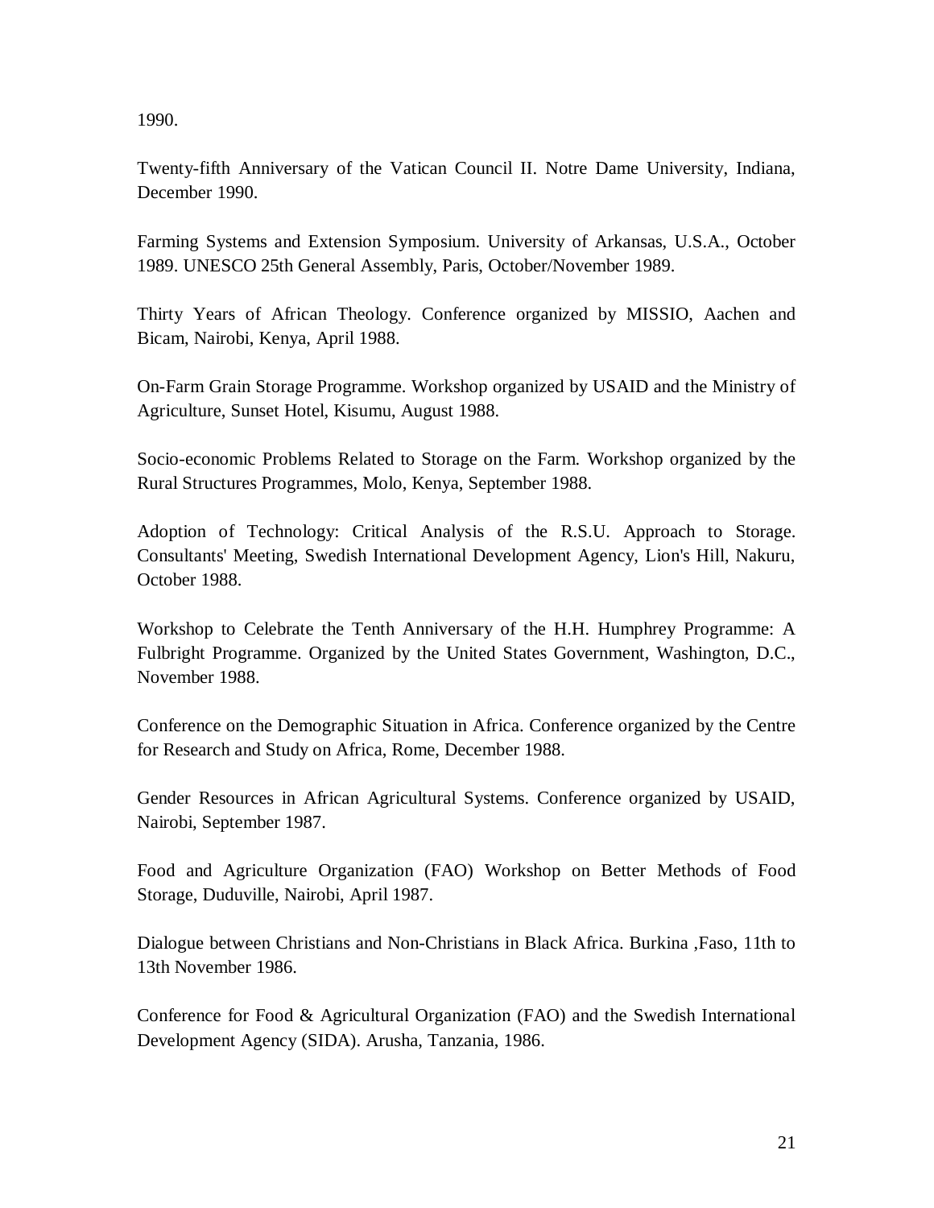1990.

Twenty-fifth Anniversary of the Vatican Council II. Notre Dame University, Indiana, December 1990.

Farming Systems and Extension Symposium. University of Arkansas, U.S.A., October 1989. UNESCO 25th General Assembly, Paris, October/November 1989.

Thirty Years of African Theology. Conference organized by MISSIO, Aachen and Bicam, Nairobi, Kenya, April 1988.

On-Farm Grain Storage Programme. Workshop organized by USAID and the Ministry of Agriculture, Sunset Hotel, Kisumu, August 1988.

Socio-economic Problems Related to Storage on the Farm. Workshop organized by the Rural Structures Programmes, Molo, Kenya, September 1988.

Adoption of Technology: Critical Analysis of the R.S.U. Approach to Storage. Consultants' Meeting, Swedish International Development Agency, Lion's Hill, Nakuru, October 1988.

Workshop to Celebrate the Tenth Anniversary of the H.H. Humphrey Programme: A Fulbright Programme. Organized by the United States Government, Washington, D.C., November 1988.

Conference on the Demographic Situation in Africa. Conference organized by the Centre for Research and Study on Africa, Rome, December 1988.

Gender Resources in African Agricultural Systems. Conference organized by USAID, Nairobi, September 1987.

Food and Agriculture Organization (FAO) Workshop on Better Methods of Food Storage, Duduville, Nairobi, April 1987.

Dialogue between Christians and Non-Christians in Black Africa. Burkina ,Faso, 11th to 13th November 1986.

Conference for Food & Agricultural Organization (FAO) and the Swedish International Development Agency (SIDA). Arusha, Tanzania, 1986.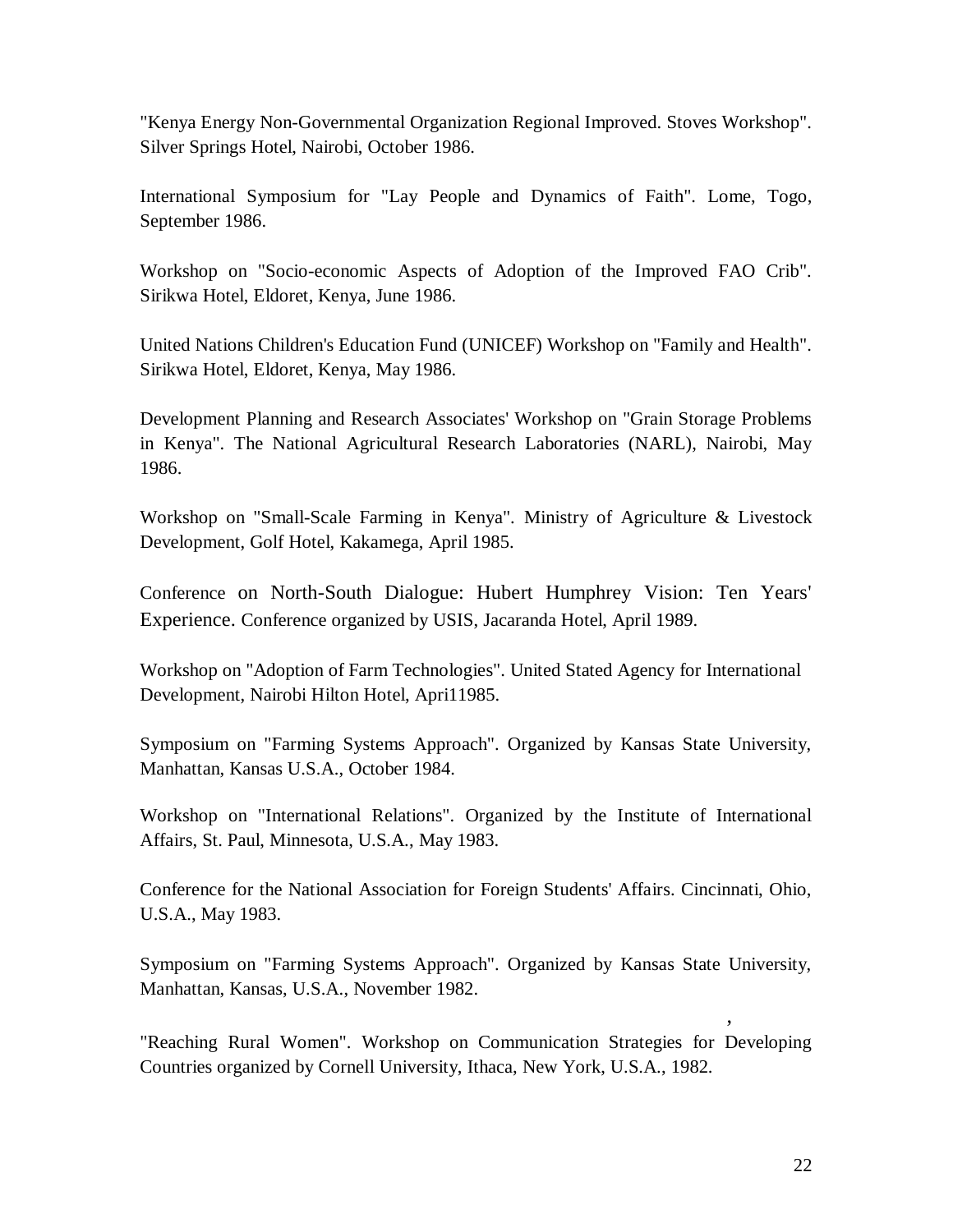"Kenya Energy Non-Governmental Organization Regional Improved. Stoves Workshop". Silver Springs Hotel, Nairobi, October 1986.

International Symposium for "Lay People and Dynamics of Faith". Lome, Togo, September 1986.

Workshop on "Socio-economic Aspects of Adoption of the Improved FAO Crib". Sirikwa Hotel, Eldoret, Kenya, June 1986.

United Nations Children's Education Fund (UNICEF) Workshop on "Family and Health". Sirikwa Hotel, Eldoret, Kenya, May 1986.

Development Planning and Research Associates' Workshop on "Grain Storage Problems in Kenya". The National Agricultural Research Laboratories (NARL), Nairobi, May 1986.

Workshop on "Small-Scale Farming in Kenya". Ministry of Agriculture & Livestock Development, Golf Hotel, Kakamega, April 1985.

Conference on North-South Dialogue: Hubert Humphrey Vision: Ten Years' Experience. Conference organized by USIS, Jacaranda Hotel, April 1989.

Workshop on "Adoption of Farm Technologies". United Stated Agency for International Development, Nairobi Hilton Hotel, Apri11985.

Symposium on "Farming Systems Approach". Organized by Kansas State University, Manhattan, Kansas U.S.A., October 1984.

Workshop on "International Relations". Organized by the Institute of International Affairs, St. Paul, Minnesota, U.S.A., May 1983.

Conference for the National Association for Foreign Students' Affairs. Cincinnati, Ohio, U.S.A., May 1983.

Symposium on "Farming Systems Approach". Organized by Kansas State University, Manhattan, Kansas, U.S.A., November 1982.

"Reaching Rural Women". Workshop on Communication Strategies for Developing Countries organized by Cornell University, Ithaca, New York, U.S.A., 1982.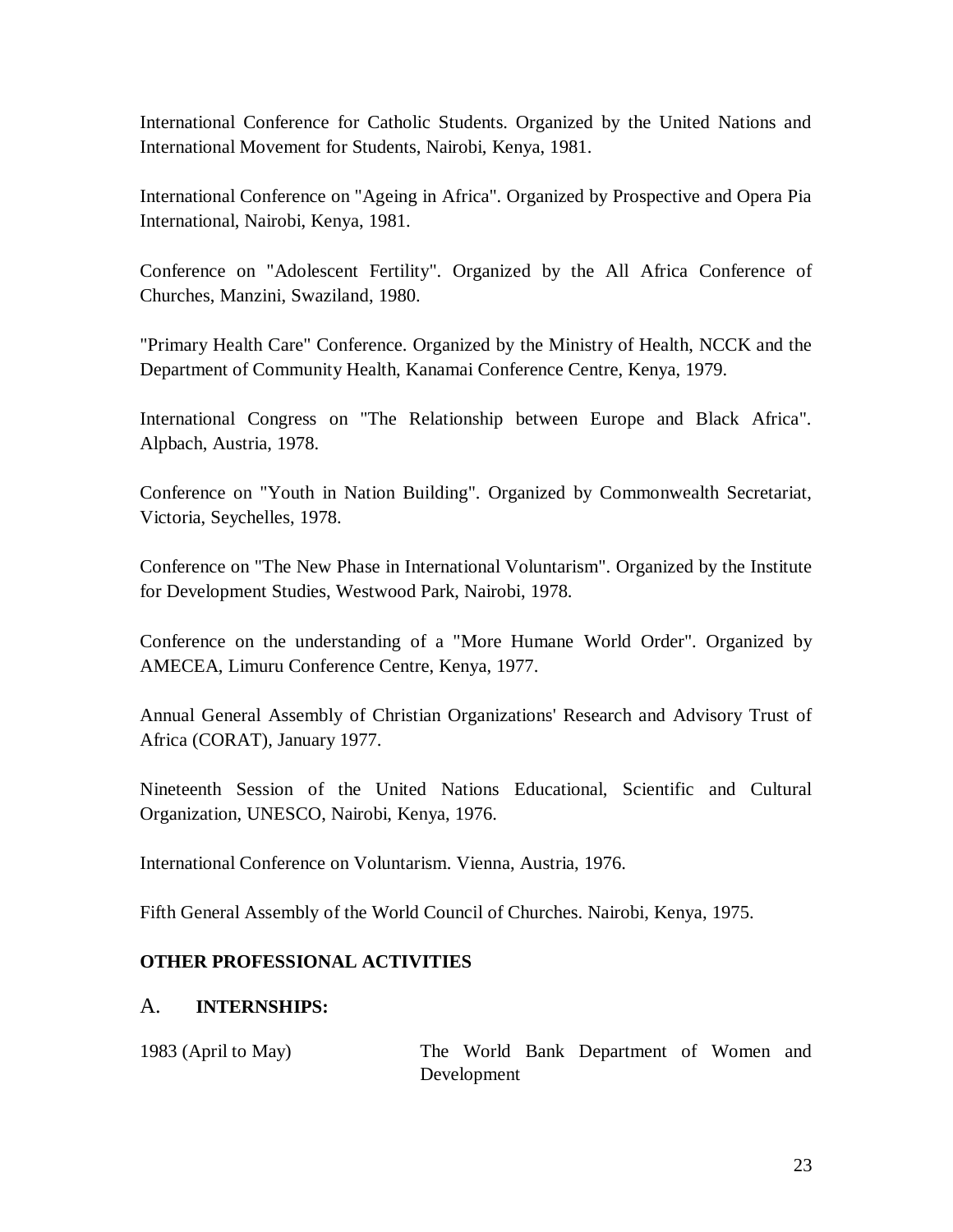International Conference for Catholic Students. Organized by the United Nations and International Movement for Students, Nairobi, Kenya, 1981.

International Conference on "Ageing in Africa". Organized by Prospective and Opera Pia International, Nairobi, Kenya, 1981.

Conference on "Adolescent Fertility". Organized by the All Africa Conference of Churches, Manzini, Swaziland, 1980.

"Primary Health Care" Conference. Organized by the Ministry of Health, NCCK and the Department of Community Health, Kanamai Conference Centre, Kenya, 1979.

International Congress on "The Relationship between Europe and Black Africa". Alpbach, Austria, 1978.

Conference on "Youth in Nation Building". Organized by Commonwealth Secretariat, Victoria, Seychelles, 1978.

Conference on "The New Phase in International Voluntarism". Organized by the Institute for Development Studies, Westwood Park, Nairobi, 1978.

Conference on the understanding of a "More Humane World Order". Organized by AMECEA, Limuru Conference Centre, Kenya, 1977.

Annual General Assembly of Christian Organizations' Research and Advisory Trust of Africa (CORAT), January 1977.

Nineteenth Session of the United Nations Educational, Scientific and Cultural Organization, UNESCO, Nairobi, Kenya, 1976.

International Conference on Voluntarism. Vienna, Austria, 1976.

Fifth General Assembly of the World Council of Churches. Nairobi, Kenya, 1975.

**OTHER PROFESSIONAL ACTIVITIES**

A. **INTERNSHIPS:**

| | |
|---|---|
| 1983 (April to May) | The World Bank Department of Women and Development |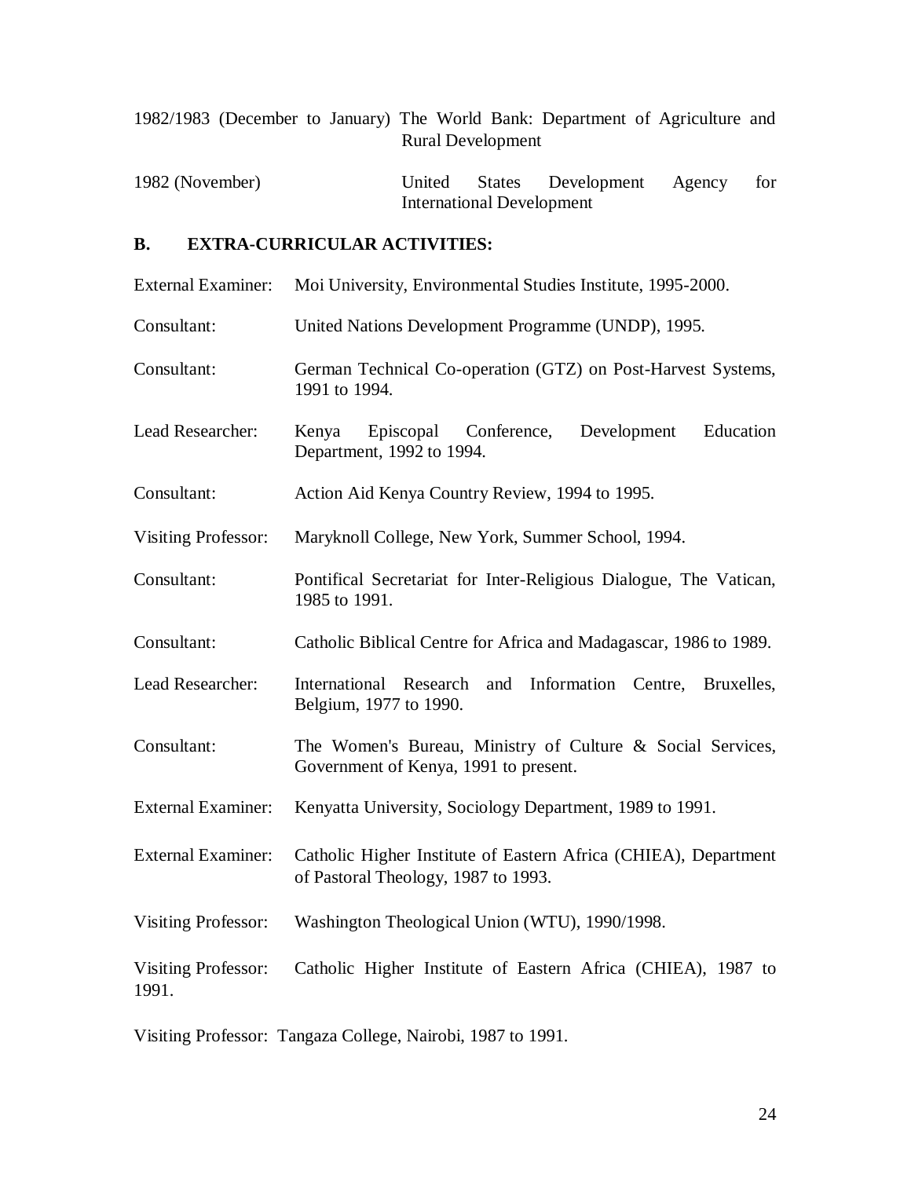1982/1983 (December to January) The World Bank: Department of Agriculture and Rural Development

1982 (November) United States Development Agency for International Development

**B. EXTRA-CURRICULAR ACTIVITIES:**

External Examiner: Moi University, Environmental Studies Institute, 1995-2000.

Consultant: United Nations Development Programme (UNDP), 1995.

Consultant: German Technical Co-operation (GTZ) on Post-Harvest Systems, 1991 to 1994.

Lead Researcher: Kenya Episcopal Conference, Development Education Department, 1992 to 1994.

Consultant: Action Aid Kenya Country Review, 1994 to 1995.

Visiting Professor: Maryknoll College, New York, Summer School, 1994.

Consultant: Pontifical Secretariat for Inter-Religious Dialogue, The Vatican, 1985 to 1991.

Consultant: Catholic Biblical Centre for Africa and Madagascar, 1986 to 1989.

Lead Researcher: International Research and Information Centre, Bruxelles, Belgium, 1977 to 1990.

Consultant: The Women's Bureau, Ministry of Culture & Social Services, Government of Kenya, 1991 to present.

External Examiner: Kenyatta University, Sociology Department, 1989 to 1991.

External Examiner: Catholic Higher Institute of Eastern Africa (CHIEA), Department of Pastoral Theology, 1987 to 1993.

Visiting Professor: Washington Theological Union (WTU), 1990/1998.

Visiting Professor: Catholic Higher Institute of Eastern Africa (CHIEA), 1987 to 1991.

Visiting Professor: Tangaza College, Nairobi, 1987 to 1991.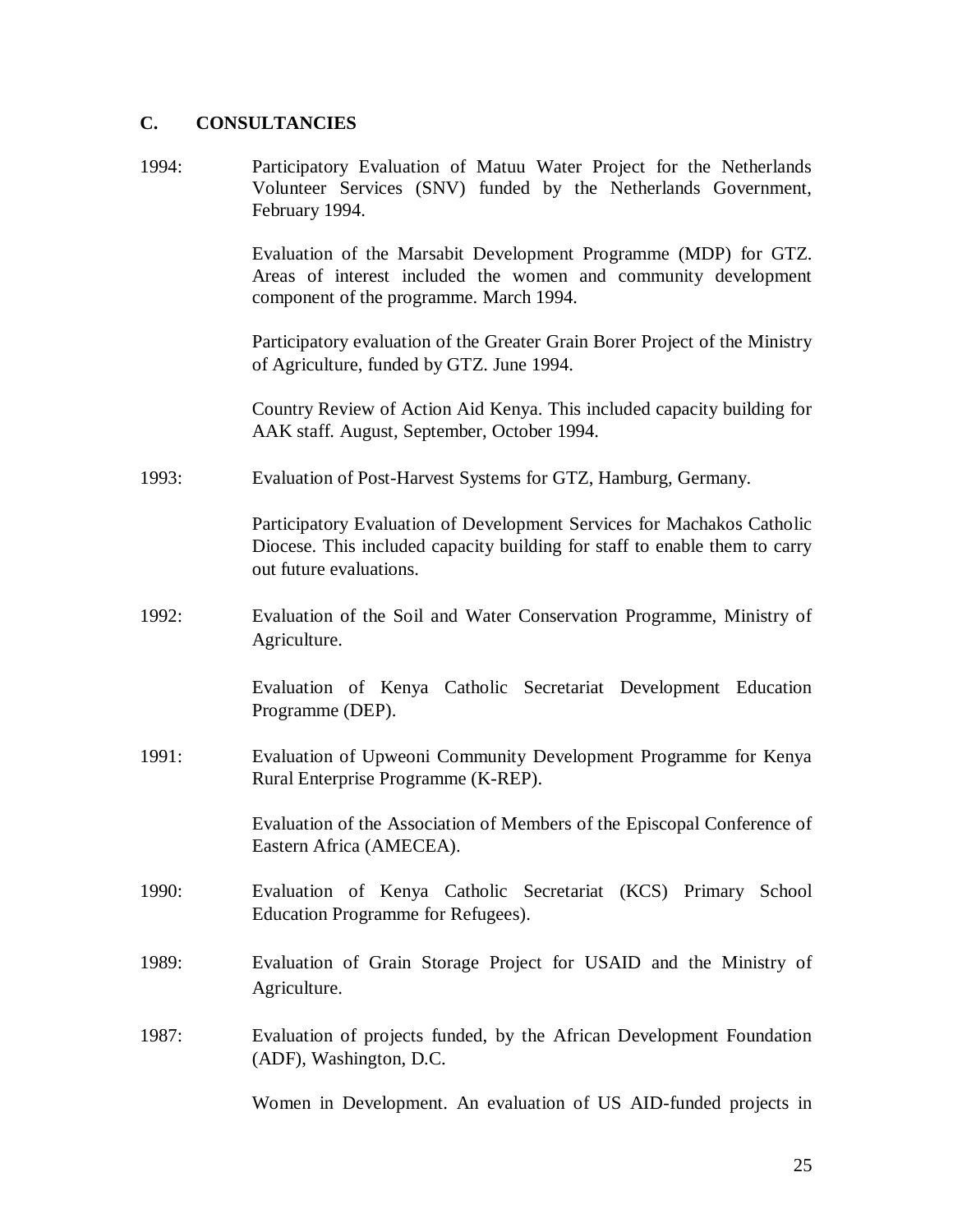## C. CONSULTANCIES

1994: Participatory Evaluation of Matuu Water Project for the Netherlands Volunteer Services (SNV) funded by the Netherlands Government, February 1994.

Evaluation of the Marsabit Development Programme (MDP) for GTZ. Areas of interest included the women and community development component of the programme. March 1994.

Participatory evaluation of the Greater Grain Borer Project of the Ministry of Agriculture, funded by GTZ. June 1994.

Country Review of Action Aid Kenya. This included capacity building for AAK staff. August, September, October 1994.

1993: Evaluation of Post-Harvest Systems for GTZ, Hamburg, Germany.

Participatory Evaluation of Development Services for Machakos Catholic Diocese. This included capacity building for staff to enable them to carry out future evaluations.

1992: Evaluation of the Soil and Water Conservation Programme, Ministry of Agriculture.

Evaluation of Kenya Catholic Secretariat Development Education Programme (DEP).

1991: Evaluation of Upweoni Community Development Programme for Kenya Rural Enterprise Programme (K-REP).

Evaluation of the Association of Members of the Episcopal Conference of Eastern Africa (AMECEA).

1990: Evaluation of Kenya Catholic Secretariat (KCS) Primary School Education Programme for Refugees).

1989: Evaluation of Grain Storage Project for USAID and the Ministry of Agriculture.

1987: Evaluation of projects funded, by the African Development Foundation (ADF), Washington, D.C.

Women in Development. An evaluation of US AID-funded projects in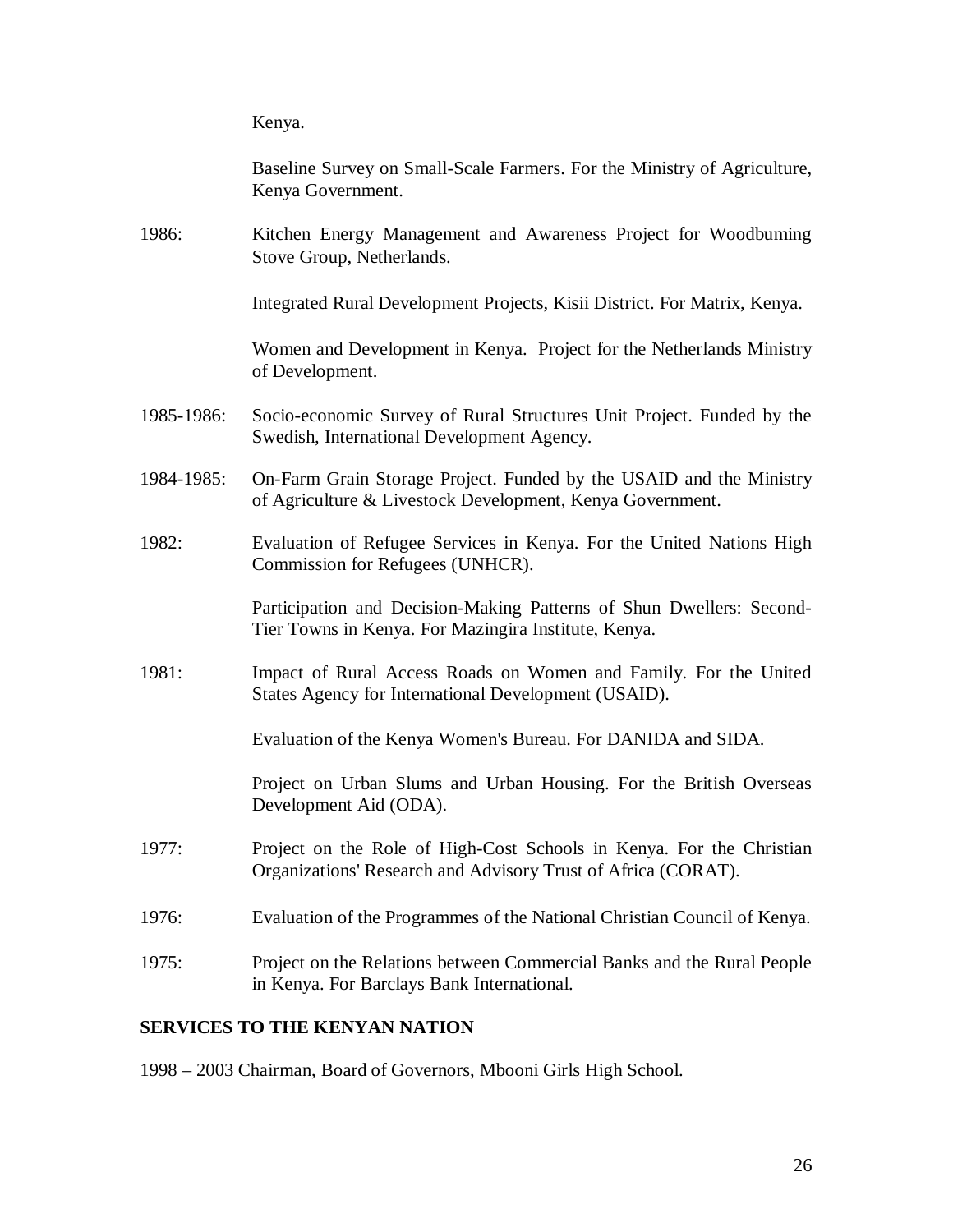Kenya.

Baseline Survey on Small-Scale Farmers. For the Ministry of Agriculture, Kenya Government.

1986: Kitchen Energy Management and Awareness Project for Woodbuming Stove Group, Netherlands.

Integrated Rural Development Projects, Kisii District. For Matrix, Kenya.

Women and Development in Kenya. Project for the Netherlands Ministry of Development.

1985-1986: Socio-economic Survey of Rural Structures Unit Project. Funded by the Swedish, International Development Agency.

1984-1985: On-Farm Grain Storage Project. Funded by the USAID and the Ministry of Agriculture & Livestock Development, Kenya Government.

1982: Evaluation of Refugee Services in Kenya. For the United Nations High Commission for Refugees (UNHCR).

Participation and Decision-Making Patterns of Shun Dwellers: Second-Tier Towns in Kenya. For Mazingira Institute, Kenya.

1981: Impact of Rural Access Roads on Women and Family. For the United States Agency for International Development (USAID).

Evaluation of the Kenya Women's Bureau. For DANIDA and SIDA.

Project on Urban Slums and Urban Housing. For the British Overseas Development Aid (ODA).

1977: Project on the Role of High-Cost Schools in Kenya. For the Christian Organizations' Research and Advisory Trust of Africa (CORAT).

1976: Evaluation of the Programmes of the National Christian Council of Kenya.

1975: Project on the Relations between Commercial Banks and the Rural People in Kenya. For Barclays Bank International.

## SERVICES TO THE KENYAN NATION

1998 – 2003 Chairman, Board of Governors, Mbooni Girls High School.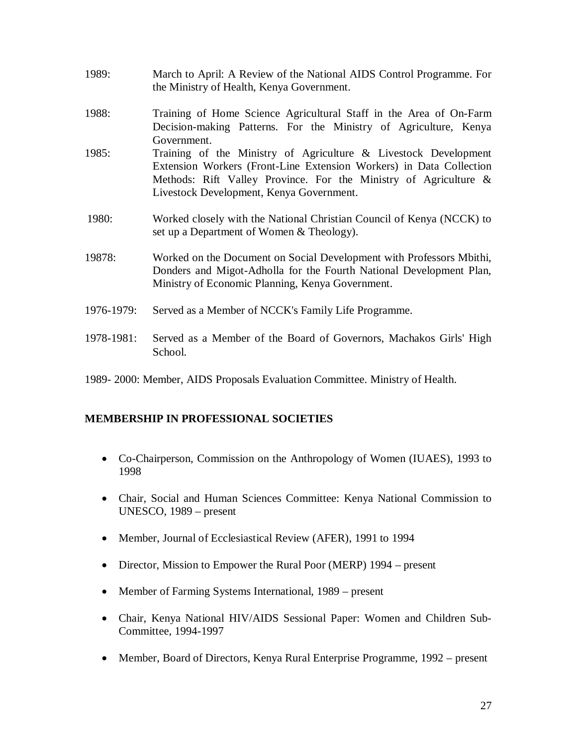1989: March to April: A Review of the National AIDS Control Programme. For the Ministry of Health, Kenya Government.

1988: Training of Home Science Agricultural Staff in the Area of On-Farm Decision-making Patterns. For the Ministry of Agriculture, Kenya Government.

1985: Training of the Ministry of Agriculture & Livestock Development Extension Workers (Front-Line Extension Workers) in Data Collection Methods: Rift Valley Province. For the Ministry of Agriculture & Livestock Development, Kenya Government.

1980: Worked closely with the National Christian Council of Kenya (NCCK) to set up a Department of Women & Theology).

19878: Worked on the Document on Social Development with Professors Mbithi, Donders and Migot-Adholla for the Fourth National Development Plan, Ministry of Economic Planning, Kenya Government.

1976-1979: Served as a Member of NCCK's Family Life Programme.

1978-1981: Served as a Member of the Board of Governors, Machakos Girls' High School.

1989- 2000: Member, AIDS Proposals Evaluation Committee. Ministry of Health.

## MEMBERSHIP IN PROFESSIONAL SOCIETIES

- Co-Chairperson, Commission on the Anthropology of Women (IUAES), 1993 to 1998
- Chair, Social and Human Sciences Committee: Kenya National Commission to UNESCO, 1989 – present
- Member, Journal of Ecclesiastical Review (AFER), 1991 to 1994
- Director, Mission to Empower the Rural Poor (MERP) 1994 – present
- Member of Farming Systems International, 1989 – present
- Chair, Kenya National HIV/AIDS Sessional Paper: Women and Children Sub-Committee, 1994-1997
- Member, Board of Directors, Kenya Rural Enterprise Programme, 1992 – present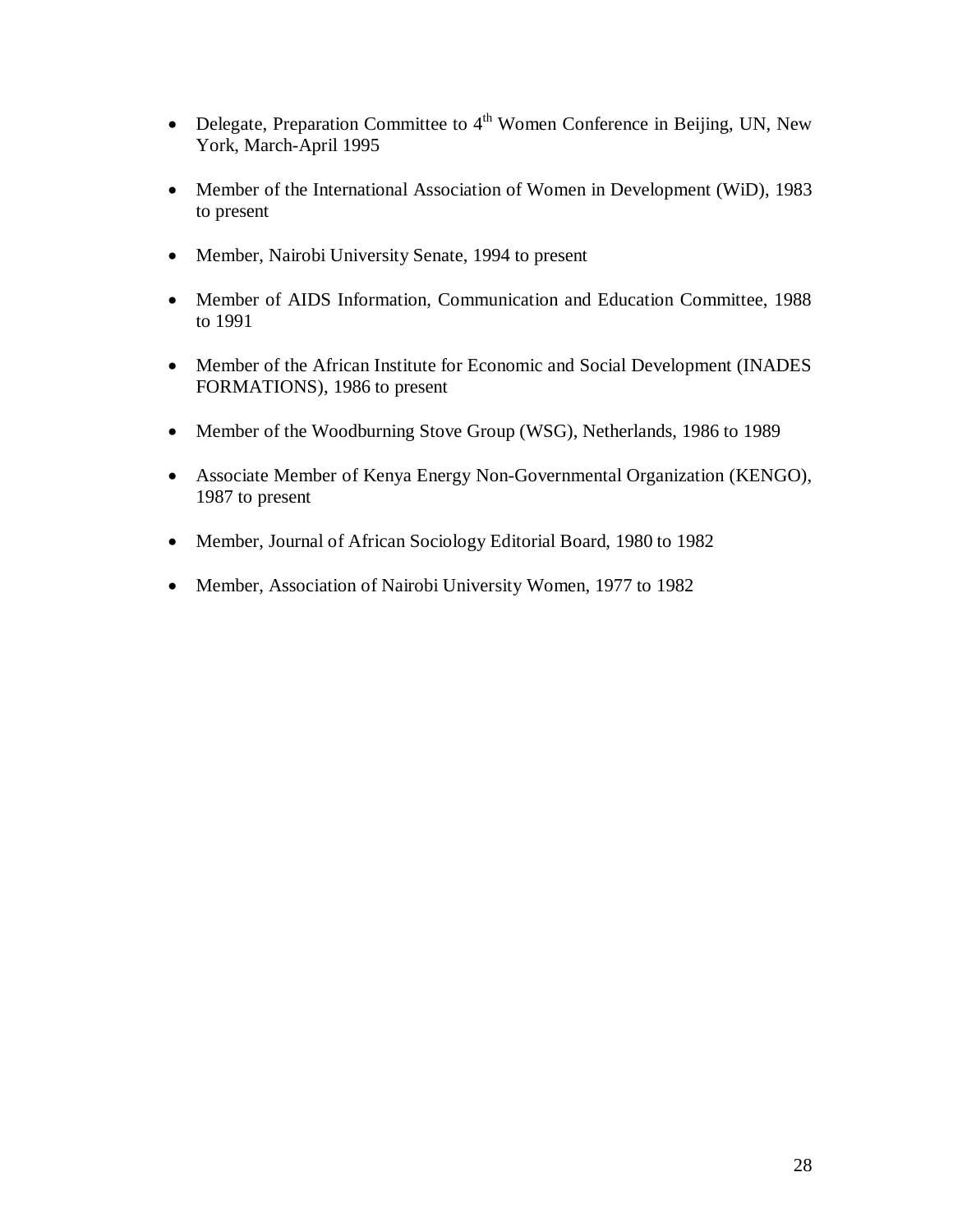- Delegate, Preparation Committee to 4th Women Conference in Beijing, UN, New York, March-April 1995

- Member of the International Association of Women in Development (WiD), 1983 to present

- Member, Nairobi University Senate, 1994 to present

- Member of AIDS Information, Communication and Education Committee, 1988 to 1991

- Member of the African Institute for Economic and Social Development (INADES FORMATIONS), 1986 to present

- Member of the Woodburning Stove Group (WSG), Netherlands, 1986 to 1989

- Associate Member of Kenya Energy Non-Governmental Organization (KENGO), 1987 to present

- Member, Journal of African Sociology Editorial Board, 1980 to 1982

- Member, Association of Nairobi University Women, 1977 to 1982